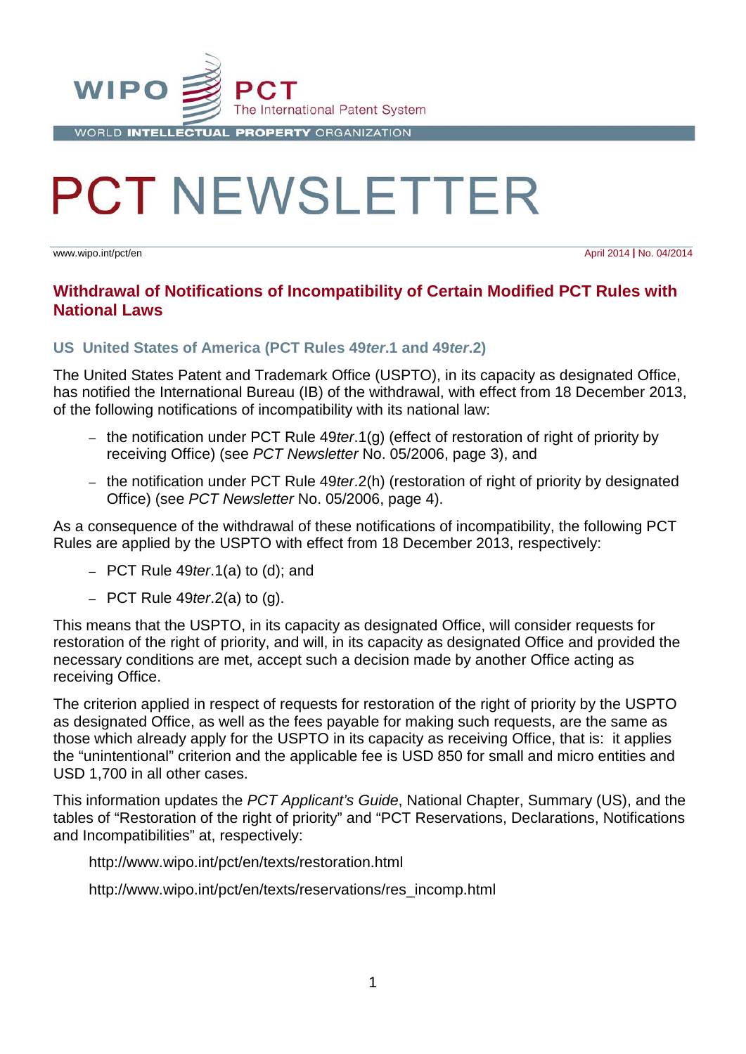WIPO PCT The International Patent System

WORLD INTELLECTUAL PROPERTY ORGANIZATION

# PCT NEWSLETTER

www.wipo.int/pct/en

April 2014 | No. 04/2014

## Withdrawal of Notifications of Incompatibility of Certain Modified PCT Rules with National Laws

### US United States of America (PCT Rules 49*ter*.1 and 49*ter*.2)

The United States Patent and Trademark Office (USPTO), in its capacity as designated Office, has notified the International Bureau (IB) of the withdrawal, with effect from 18 December 2013, of the following notifications of incompatibility with its national law:

- the notification under PCT Rule 49*ter*.1(g) (effect of restoration of right of priority by receiving Office) (see *PCT Newsletter* No. 05/2006, page 3), and
- the notification under PCT Rule 49*ter*.2(h) (restoration of right of priority by designated Office) (see *PCT Newsletter* No. 05/2006, page 4).

As a consequence of the withdrawal of these notifications of incompatibility, the following PCT Rules are applied by the USPTO with effect from 18 December 2013, respectively:

- PCT Rule 49*ter*.1(a) to (d); and
- PCT Rule 49*ter*.2(a) to (g).

This means that the USPTO, in its capacity as designated Office, will consider requests for restoration of the right of priority, and will, in its capacity as designated Office and provided the necessary conditions are met, accept such a decision made by another Office acting as receiving Office.

The criterion applied in respect of requests for restoration of the right of priority by the USPTO as designated Office, as well as the fees payable for making such requests, are the same as those which already apply for the USPTO in its capacity as receiving Office, that is: it applies the “unintentional” criterion and the applicable fee is USD 850 for small and micro entities and USD 1,700 in all other cases.

This information updates the *PCT Applicant’s Guide*, National Chapter, Summary (US), and the tables of “Restoration of the right of priority” and “PCT Reservations, Declarations, Notifications and Incompatibilities” at, respectively:

http://www.wipo.int/pct/en/texts/restoration.html

http://www.wipo.int/pct/en/texts/reservations/res_incomp.html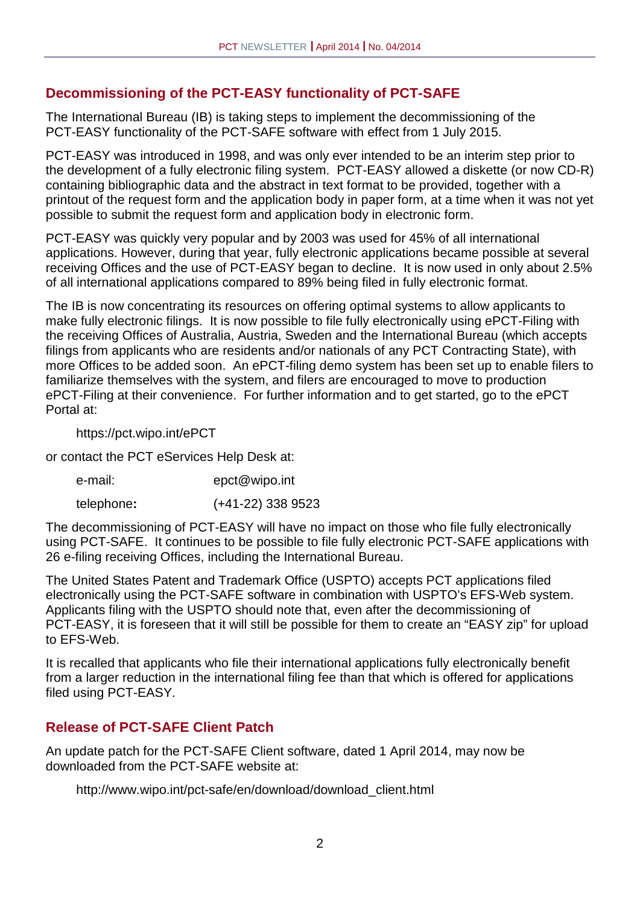## Decommissioning of the PCT-EASY functionality of PCT-SAFE

The International Bureau (IB) is taking steps to implement the decommissioning of the PCT-EASY functionality of the PCT-SAFE software with effect from 1 July 2015.

PCT-EASY was introduced in 1998, and was only ever intended to be an interim step prior to the development of a fully electronic filing system. PCT-EASY allowed a diskette (or now CD-R) containing bibliographic data and the abstract in text format to be provided, together with a printout of the request form and the application body in paper form, at a time when it was not yet possible to submit the request form and application body in electronic form.

PCT-EASY was quickly very popular and by 2003 was used for 45% of all international applications. However, during that year, fully electronic applications became possible at several receiving Offices and the use of PCT-EASY began to decline. It is now used in only about 2.5% of all international applications compared to 89% being filed in fully electronic format.

The IB is now concentrating its resources on offering optimal systems to allow applicants to make fully electronic filings. It is now possible to file fully electronically using ePCT-Filing with the receiving Offices of Australia, Austria, Sweden and the International Bureau (which accepts filings from applicants who are residents and/or nationals of any PCT Contracting State), with more Offices to be added soon. An ePCT-filing demo system has been set up to enable filers to familiarize themselves with the system, and filers are encouraged to move to production ePCT-Filing at their convenience. For further information and to get started, go to the ePCT Portal at:

https://pct.wipo.int/ePCT

or contact the PCT eServices Help Desk at:

| | |
|---|---|
| e-mail: | epct@wipo.int |
| telephone**:** | (+41-22) 338 9523 |

The decommissioning of PCT-EASY will have no impact on those who file fully electronically using PCT-SAFE. It continues to be possible to file fully electronic PCT-SAFE applications with 26 e-filing receiving Offices, including the International Bureau.

The United States Patent and Trademark Office (USPTO) accepts PCT applications filed electronically using the PCT-SAFE software in combination with USPTO's EFS-Web system. Applicants filing with the USPTO should note that, even after the decommissioning of PCT-EASY, it is foreseen that it will still be possible for them to create an "EASY zip" for upload to EFS-Web.

It is recalled that applicants who file their international applications fully electronically benefit from a larger reduction in the international filing fee than that which is offered for applications filed using PCT-EASY.

## Release of PCT-SAFE Client Patch

An update patch for the PCT-SAFE Client software, dated 1 April 2014, may now be downloaded from the PCT-SAFE website at:

http://www.wipo.int/pct-safe/en/download/download_client.html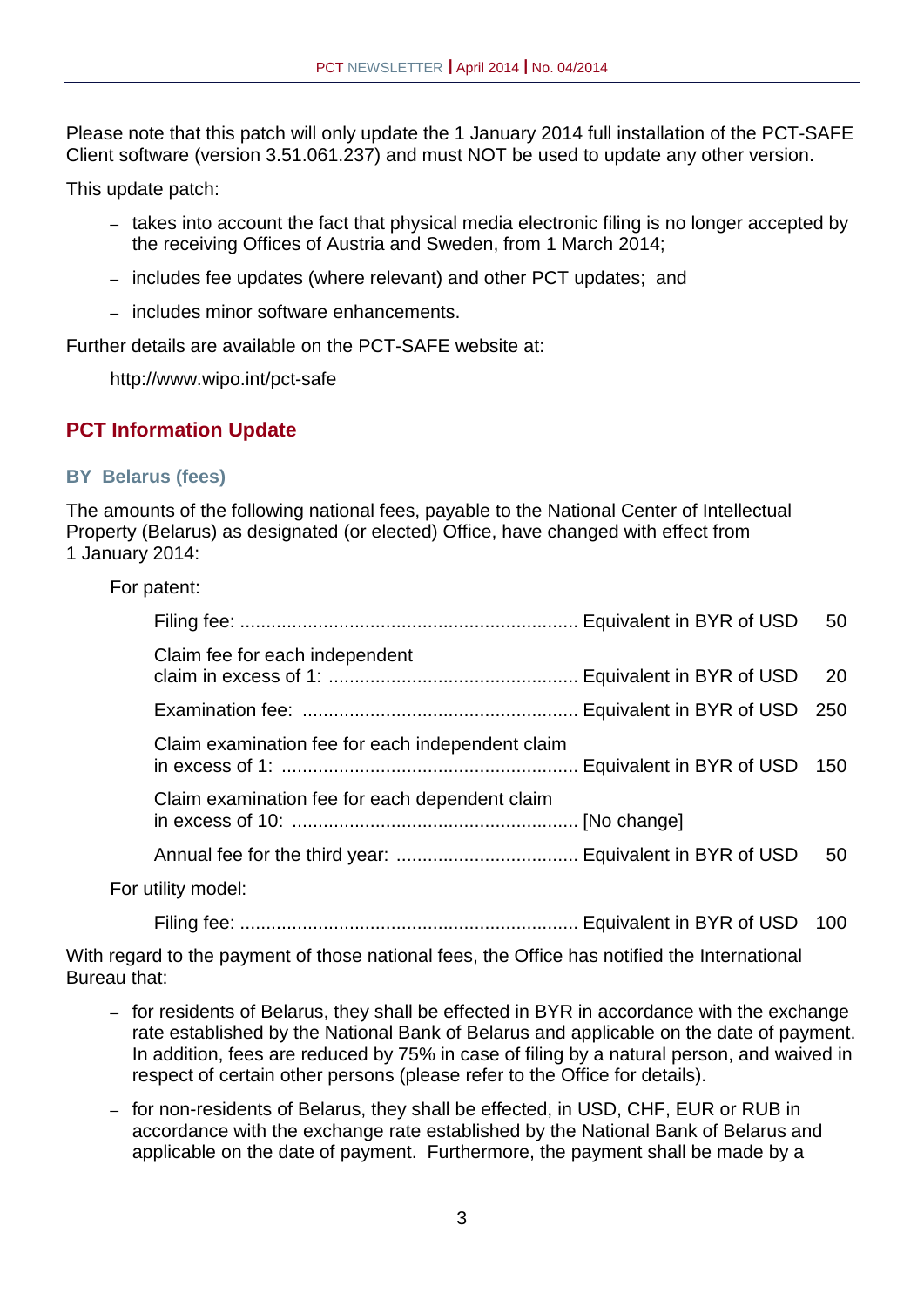Please note that this patch will only update the 1 January 2014 full installation of the PCT-SAFE Client software (version 3.51.061.237) and must NOT be used to update any other version.

This update patch:

- takes into account the fact that physical media electronic filing is no longer accepted by the receiving Offices of Austria and Sweden, from 1 March 2014;
- includes fee updates (where relevant) and other PCT updates; and
- includes minor software enhancements.

Further details are available on the PCT-SAFE website at:

http://www.wipo.int/pct-safe

## PCT Information Update

### BY Belarus (fees)

The amounts of the following national fees, payable to the National Center of Intellectual Property (Belarus) as designated (or elected) Office, have changed with effect from 1 January 2014:

For patent:

| | | |
|---|---|---|
| Filing fee: | Equivalent in BYR of USD | 50 |
| Claim fee for each independent claim in excess of 1: | Equivalent in BYR of USD | 20 |
| Examination fee: | Equivalent in BYR of USD | 250 |
| Claim examination fee for each independent claim in excess of 1: | Equivalent in BYR of USD | 150 |
| Claim examination fee for each dependent claim in excess of 10: | [No change] | |
| Annual fee for the third year: | Equivalent in BYR of USD | 50 |

For utility model:

| | | |
|---|---|---|
| Filing fee: | Equivalent in BYR of USD | 100 |

With regard to the payment of those national fees, the Office has notified the International Bureau that:

- for residents of Belarus, they shall be effected in BYR in accordance with the exchange rate established by the National Bank of Belarus and applicable on the date of payment. In addition, fees are reduced by 75% in case of filing by a natural person, and waived in respect of certain other persons (please refer to the Office for details).
- for non-residents of Belarus, they shall be effected, in USD, CHF, EUR or RUB in accordance with the exchange rate established by the National Bank of Belarus and applicable on the date of payment. Furthermore, the payment shall be made by a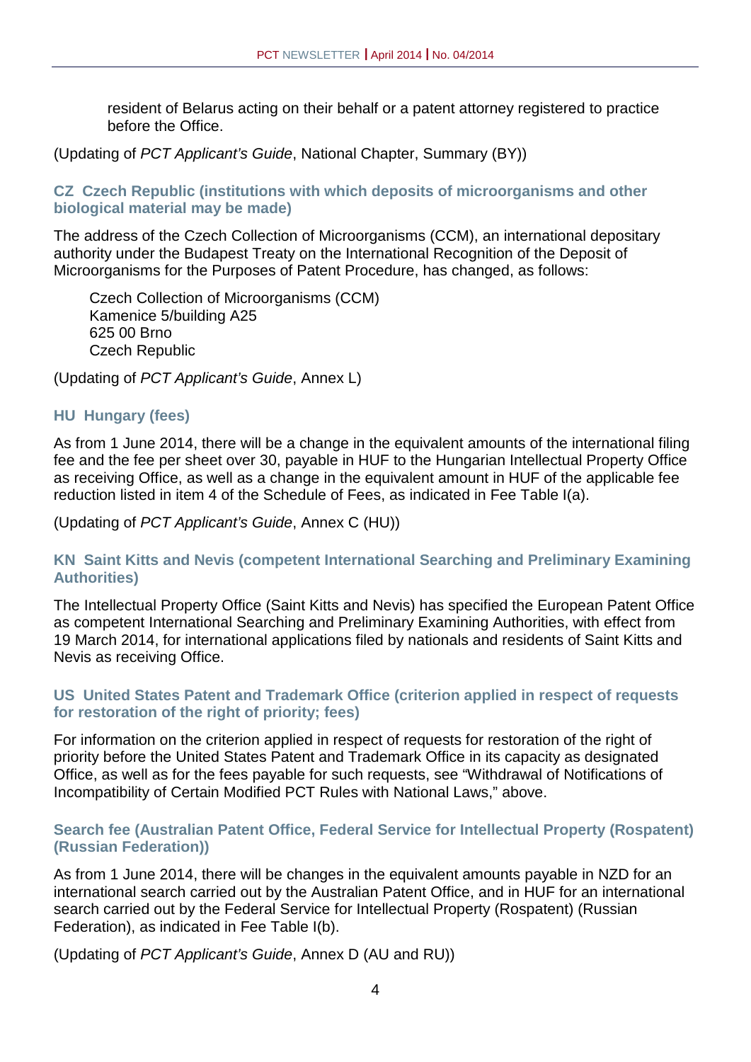resident of Belarus acting on their behalf or a patent attorney registered to practice before the Office.

(Updating of *PCT Applicant's Guide*, National Chapter, Summary (BY))

### CZ Czech Republic (institutions with which deposits of microorganisms and other biological material may be made)

The address of the Czech Collection of Microorganisms (CCM), an international depositary authority under the Budapest Treaty on the International Recognition of the Deposit of Microorganisms for the Purposes of Patent Procedure, has changed, as follows:

Czech Collection of Microorganisms (CCM)
Kamenice 5/building A25
625 00 Brno
Czech Republic

(Updating of *PCT Applicant's Guide*, Annex L)

### HU Hungary (fees)

As from 1 June 2014, there will be a change in the equivalent amounts of the international filing fee and the fee per sheet over 30, payable in HUF to the Hungarian Intellectual Property Office as receiving Office, as well as a change in the equivalent amount in HUF of the applicable fee reduction listed in item 4 of the Schedule of Fees, as indicated in Fee Table I(a).

(Updating of *PCT Applicant's Guide*, Annex C (HU))

### KN Saint Kitts and Nevis (competent International Searching and Preliminary Examining Authorities)

The Intellectual Property Office (Saint Kitts and Nevis) has specified the European Patent Office as competent International Searching and Preliminary Examining Authorities, with effect from 19 March 2014, for international applications filed by nationals and residents of Saint Kitts and Nevis as receiving Office.

### US United States Patent and Trademark Office (criterion applied in respect of requests for restoration of the right of priority; fees)

For information on the criterion applied in respect of requests for restoration of the right of priority before the United States Patent and Trademark Office in its capacity as designated Office, as well as for the fees payable for such requests, see "Withdrawal of Notifications of Incompatibility of Certain Modified PCT Rules with National Laws," above.

### Search fee (Australian Patent Office, Federal Service for Intellectual Property (Rospatent) (Russian Federation))

As from 1 June 2014, there will be changes in the equivalent amounts payable in NZD for an international search carried out by the Australian Patent Office, and in HUF for an international search carried out by the Federal Service for Intellectual Property (Rospatent) (Russian Federation), as indicated in Fee Table I(b).

(Updating of *PCT Applicant's Guide*, Annex D (AU and RU))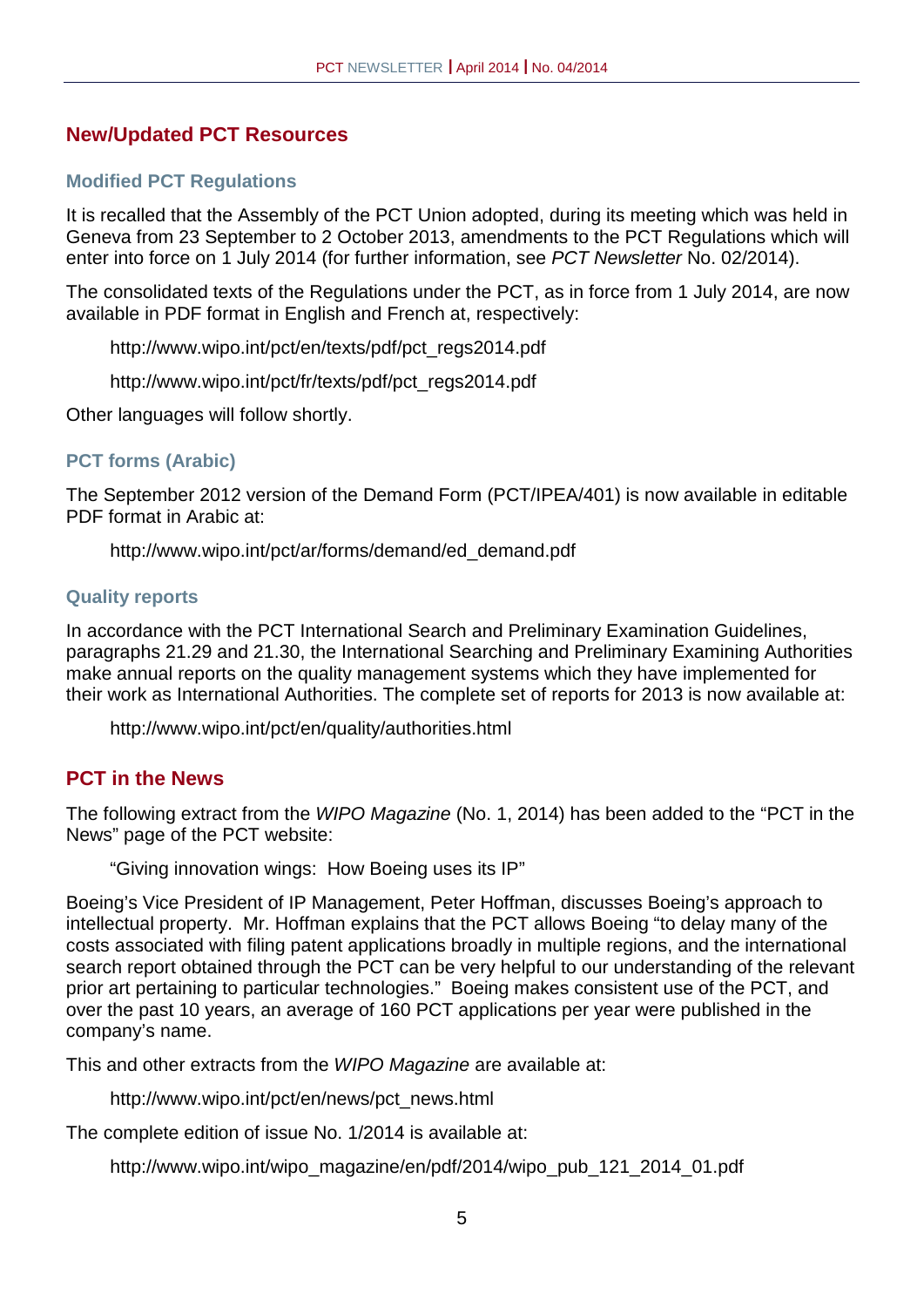## New/Updated PCT Resources

### Modified PCT Regulations

It is recalled that the Assembly of the PCT Union adopted, during its meeting which was held in Geneva from 23 September to 2 October 2013, amendments to the PCT Regulations which will enter into force on 1 July 2014 (for further information, see *PCT Newsletter* No. 02/2014).

The consolidated texts of the Regulations under the PCT, as in force from 1 July 2014, are now available in PDF format in English and French at, respectively:

http://www.wipo.int/pct/en/texts/pdf/pct_regs2014.pdf

http://www.wipo.int/pct/fr/texts/pdf/pct_regs2014.pdf

Other languages will follow shortly.

### PCT forms (Arabic)

The September 2012 version of the Demand Form (PCT/IPEA/401) is now available in editable PDF format in Arabic at:

http://www.wipo.int/pct/ar/forms/demand/ed_demand.pdf

### Quality reports

In accordance with the PCT International Search and Preliminary Examination Guidelines, paragraphs 21.29 and 21.30, the International Searching and Preliminary Examining Authorities make annual reports on the quality management systems which they have implemented for their work as International Authorities. The complete set of reports for 2013 is now available at:

http://www.wipo.int/pct/en/quality/authorities.html

## PCT in the News

The following extract from the *WIPO Magazine* (No. 1, 2014) has been added to the "PCT in the News" page of the PCT website:

"Giving innovation wings: How Boeing uses its IP"

Boeing's Vice President of IP Management, Peter Hoffman, discusses Boeing's approach to intellectual property. Mr. Hoffman explains that the PCT allows Boeing "to delay many of the costs associated with filing patent applications broadly in multiple regions, and the international search report obtained through the PCT can be very helpful to our understanding of the relevant prior art pertaining to particular technologies." Boeing makes consistent use of the PCT, and over the past 10 years, an average of 160 PCT applications per year were published in the company's name.

This and other extracts from the *WIPO Magazine* are available at:

http://www.wipo.int/pct/en/news/pct_news.html

The complete edition of issue No. 1/2014 is available at:

http://www.wipo.int/wipo_magazine/en/pdf/2014/wipo_pub_121_2014_01.pdf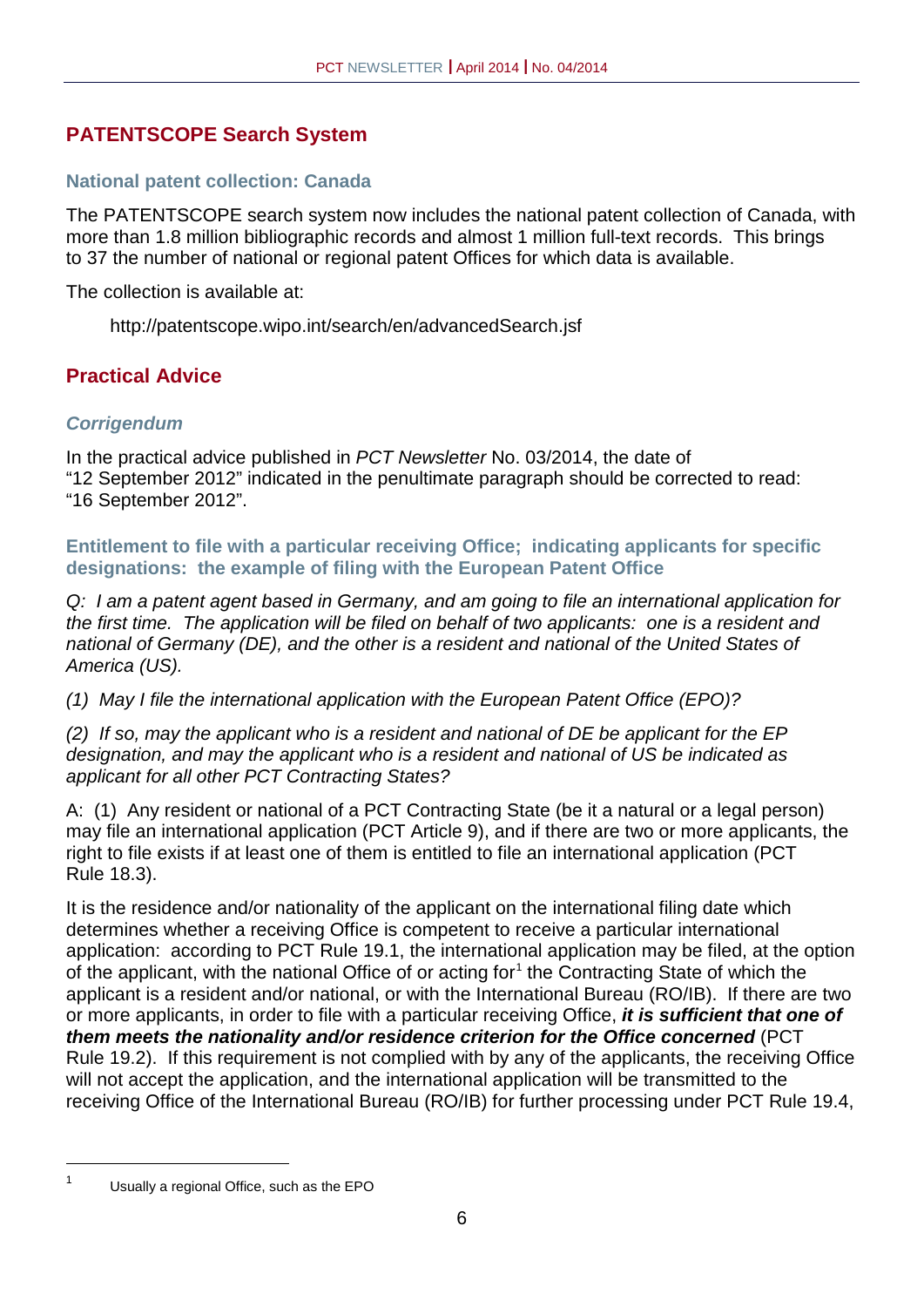## PATENTSCOPE Search System

### National patent collection: Canada

The PATENTSCOPE search system now includes the national patent collection of Canada, with more than 1.8 million bibliographic records and almost 1 million full-text records. This brings to 37 the number of national or regional patent Offices for which data is available.

The collection is available at:

http://patentscope.wipo.int/search/en/advancedSearch.jsf

## Practical Advice

### *Corrigendum*

In the practical advice published in *PCT Newsletter* No. 03/2014, the date of "12 September 2012" indicated in the penultimate paragraph should be corrected to read: "16 September 2012".

### Entitlement to file with a particular receiving Office; indicating applicants for specific designations: the example of filing with the European Patent Office

*Q: I am a patent agent based in Germany, and am going to file an international application for the first time. The application will be filed on behalf of two applicants: one is a resident and national of Germany (DE), and the other is a resident and national of the United States of America (US).*

*(1) May I file the international application with the European Patent Office (EPO)?*

*(2) If so, may the applicant who is a resident and national of DE be applicant for the EP designation, and may the applicant who is a resident and national of US be indicated as applicant for all other PCT Contracting States?*

A: (1) Any resident or national of a PCT Contracting State (be it a natural or a legal person) may file an international application (PCT Article 9), and if there are two or more applicants, the right to file exists if at least one of them is entitled to file an international application (PCT Rule 18.3).

It is the residence and/or nationality of the applicant on the international filing date which determines whether a receiving Office is competent to receive a particular international application: according to PCT Rule 19.1, the international application may be filed, at the option of the applicant, with the national Office of or acting for[1] the Contracting State of which the applicant is a resident and/or national, or with the International Bureau (RO/IB). If there are two or more applicants, in order to file with a particular receiving Office, ***it is sufficient that one of them meets the nationality and/or residence criterion for the Office concerned*** (PCT Rule 19.2). If this requirement is not complied with by any of the applicants, the receiving Office will not accept the application, and the international application will be transmitted to the receiving Office of the International Bureau (RO/IB) for further processing under PCT Rule 19.4,

---

[1] Usually a regional Office, such as the EPO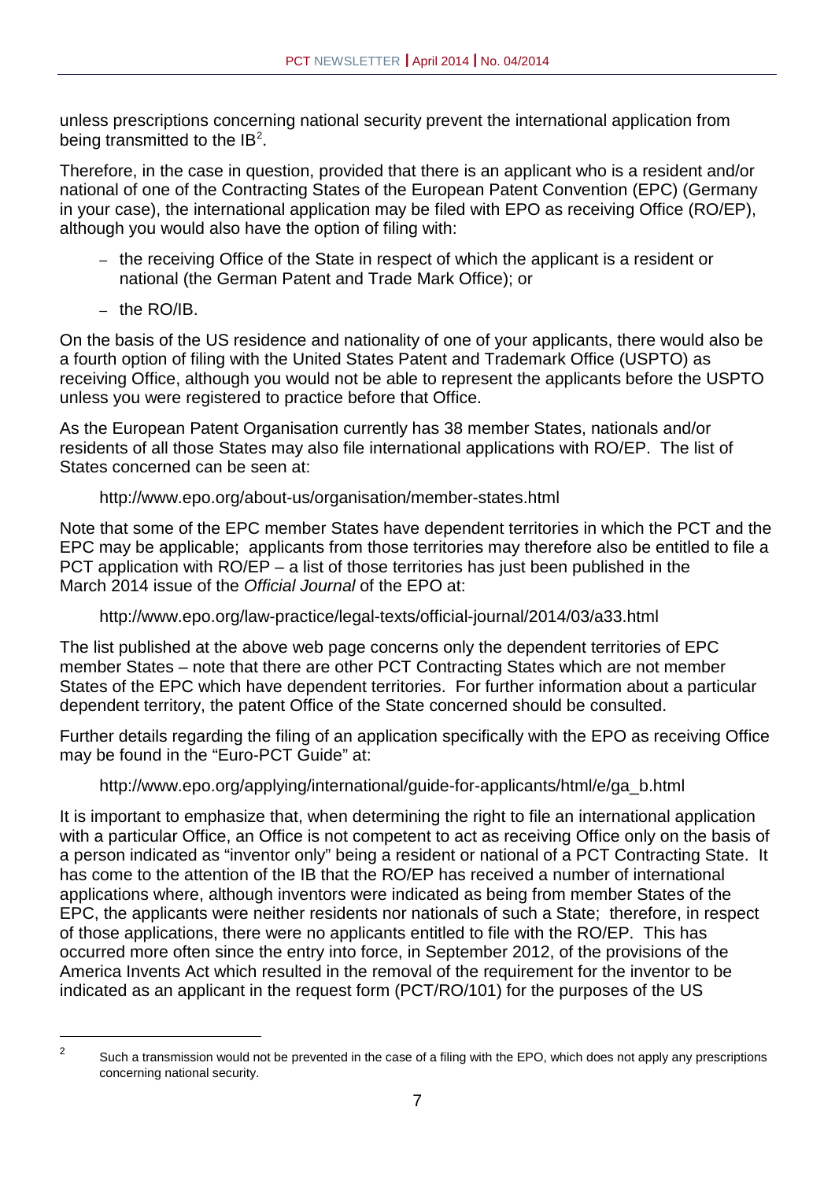unless prescriptions concerning national security prevent the international application from being transmitted to the IB[2].

Therefore, in the case in question, provided that there is an applicant who is a resident and/or national of one of the Contracting States of the European Patent Convention (EPC) (Germany in your case), the international application may be filed with EPO as receiving Office (RO/EP), although you would also have the option of filing with:

- the receiving Office of the State in respect of which the applicant is a resident or national (the German Patent and Trade Mark Office); or
- the RO/IB.

On the basis of the US residence and nationality of one of your applicants, there would also be a fourth option of filing with the United States Patent and Trademark Office (USPTO) as receiving Office, although you would not be able to represent the applicants before the USPTO unless you were registered to practice before that Office.

As the European Patent Organisation currently has 38 member States, nationals and/or residents of all those States may also file international applications with RO/EP. The list of States concerned can be seen at:

http://www.epo.org/about-us/organisation/member-states.html

Note that some of the EPC member States have dependent territories in which the PCT and the EPC may be applicable; applicants from those territories may therefore also be entitled to file a PCT application with RO/EP – a list of those territories has just been published in the March 2014 issue of the *Official Journal* of the EPO at:

http://www.epo.org/law-practice/legal-texts/official-journal/2014/03/a33.html

The list published at the above web page concerns only the dependent territories of EPC member States – note that there are other PCT Contracting States which are not member States of the EPC which have dependent territories. For further information about a particular dependent territory, the patent Office of the State concerned should be consulted.

Further details regarding the filing of an application specifically with the EPO as receiving Office may be found in the "Euro-PCT Guide" at:

http://www.epo.org/applying/international/guide-for-applicants/html/e/ga_b.html

It is important to emphasize that, when determining the right to file an international application with a particular Office, an Office is not competent to act as receiving Office only on the basis of a person indicated as "inventor only" being a resident or national of a PCT Contracting State. It has come to the attention of the IB that the RO/EP has received a number of international applications where, although inventors were indicated as being from member States of the EPC, the applicants were neither residents nor nationals of such a State; therefore, in respect of those applications, there were no applicants entitled to file with the RO/EP. This has occurred more often since the entry into force, in September 2012, of the provisions of the America Invents Act which resulted in the removal of the requirement for the inventor to be indicated as an applicant in the request form (PCT/RO/101) for the purposes of the US

---

[2] Such a transmission would not be prevented in the case of a filing with the EPO, which does not apply any prescriptions concerning national security.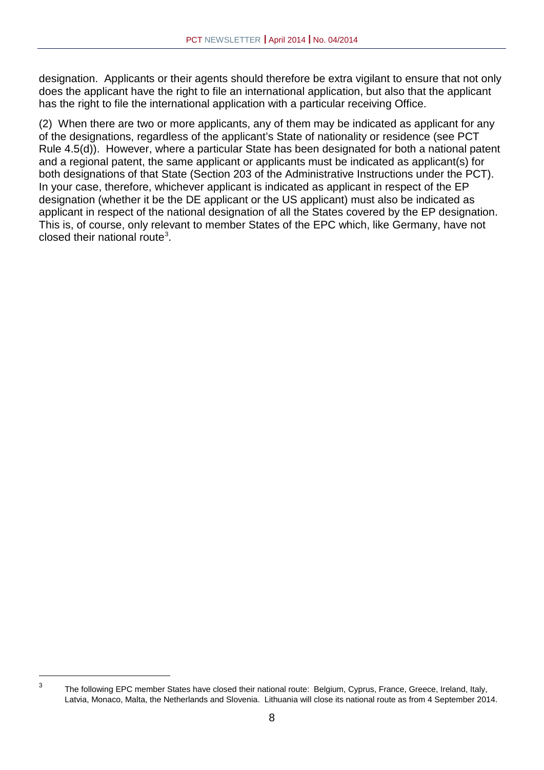designation. Applicants or their agents should therefore be extra vigilant to ensure that not only does the applicant have the right to file an international application, but also that the applicant has the right to file the international application with a particular receiving Office.

(2) When there are two or more applicants, any of them may be indicated as applicant for any of the designations, regardless of the applicant's State of nationality or residence (see PCT Rule 4.5(d)). However, where a particular State has been designated for both a national patent and a regional patent, the same applicant or applicants must be indicated as applicant(s) for both designations of that State (Section 203 of the Administrative Instructions under the PCT). In your case, therefore, whichever applicant is indicated as applicant in respect of the EP designation (whether it be the DE applicant or the US applicant) must also be indicated as applicant in respect of the national designation of all the States covered by the EP designation. This is, of course, only relevant to member States of the EPC which, like Germany, have not closed their national route[3].

[3] The following EPC member States have closed their national route: Belgium, Cyprus, France, Greece, Ireland, Italy, Latvia, Monaco, Malta, the Netherlands and Slovenia. Lithuania will close its national route as from 4 September 2014.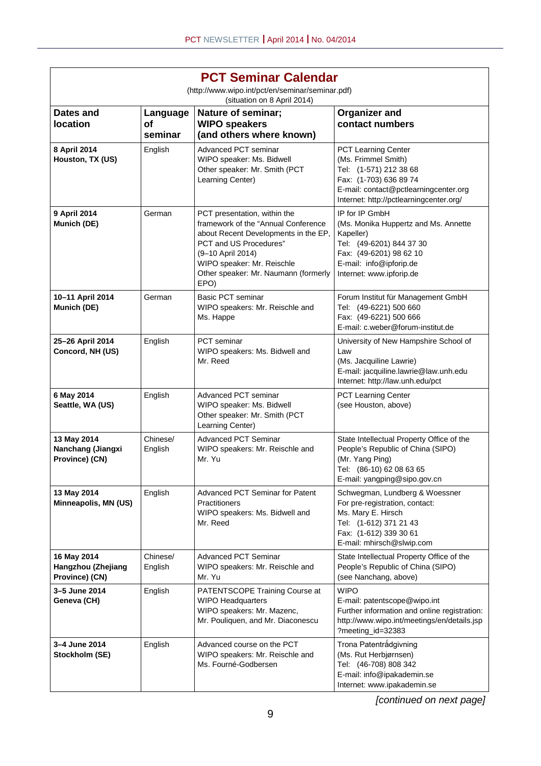## PCT Seminar Calendar

(http://www.wipo.int/pct/en/seminar/seminar.pdf)
(situation on 8 April 2014)

| Dates and location | Language of seminar | Nature of seminar; WIPO speakers (and others where known) | Organizer and contact numbers |
|---|---|---|---|
| **8 April 2014 Houston, TX (US)** | English | Advanced PCT seminar<br>WIPO speaker: Ms. Bidwell<br>Other speaker: Mr. Smith (PCT Learning Center) | PCT Learning Center<br>(Ms. Frimmel Smith)<br>Tel: (1-571) 212 38 68<br>Fax: (1-703) 636 89 74<br>E-mail: contact@pctlearningcenter.org<br>Internet: http://pctlearningcenter.org/ |
| **9 April 2014 Munich (DE)** | German | PCT presentation, within the framework of the "Annual Conference about Recent Developments in the EP, PCT and US Procedures" (9–10 April 2014)<br>WIPO speaker: Mr. Reischle<br>Other speaker: Mr. Naumann (formerly EPO) | IP for IP GmbH<br>(Ms. Monika Huppertz and Ms. Annette Kapeller)<br>Tel: (49-6201) 844 37 30<br>Fax: (49-6201) 98 62 10<br>E-mail: info@ipforip.de<br>Internet: www.ipforip.de |
| **10–11 April 2014 Munich (DE)** | German | Basic PCT seminar<br>WIPO speakers: Mr. Reischle and Ms. Happe | Forum Institut für Management GmbH<br>Tel: (49-6221) 500 660<br>Fax: (49-6221) 500 666<br>E-mail: c.weber@forum-institut.de |
| **25–26 April 2014 Concord, NH (US)** | English | PCT seminar<br>WIPO speakers: Ms. Bidwell and Mr. Reed | University of New Hampshire School of Law<br>(Ms. Jacquiline Lawrie)<br>E-mail: jacquiline.lawrie@law.unh.edu<br>Internet: http://law.unh.edu/pct |
| **6 May 2014 Seattle, WA (US)** | English | Advanced PCT seminar<br>WIPO speaker: Ms. Bidwell<br>Other speaker: Mr. Smith (PCT Learning Center) | PCT Learning Center<br>(see Houston, above) |
| **13 May 2014 Nanchang (Jiangxi Province) (CN)** | Chinese/ English | Advanced PCT Seminar<br>WIPO speakers: Mr. Reischle and Mr. Yu | State Intellectual Property Office of the People's Republic of China (SIPO)<br>(Mr. Yang Ping)<br>Tel: (86-10) 62 08 63 65<br>E-mail: yangping@sipo.gov.cn |
| **13 May 2014 Minneapolis, MN (US)** | English | Advanced PCT Seminar for Patent Practitioners<br>WIPO speakers: Ms. Bidwell and Mr. Reed | Schwegman, Lundberg & Woessner<br>For pre-registration, contact:<br>Ms. Mary E. Hirsch<br>Tel: (1-612) 371 21 43<br>Fax: (1-612) 339 30 61<br>E-mail: mhirsch@slwip.com |
| **16 May 2014 Hangzhou (Zhejiang Province) (CN)** | Chinese/ English | Advanced PCT Seminar<br>WIPO speakers: Mr. Reischle and Mr. Yu | State Intellectual Property Office of the People's Republic of China (SIPO)<br>(see Nanchang, above) |
| **3–5 June 2014 Geneva (CH)** | English | PATENTSCOPE Training Course at WIPO Headquarters<br>WIPO speakers: Mr. Mazenc, Mr. Pouliquen, and Mr. Diaconescu | WIPO<br>E-mail: patentscope@wipo.int<br>Further information and online registration: http://www.wipo.int/meetings/en/details.jsp?meeting_id=32383 |
| **3–4 June 2014 Stockholm (SE)** | English | Advanced course on the PCT<br>WIPO speakers: Mr. Reischle and Ms. Fourné-Godbersen | Trona Patentrådgivning<br>(Ms. Rut Herbjørnsen)<br>Tel: (46-708) 808 342<br>E-mail: info@ipakademin.se<br>Internet: www.ipakademin.se |

*[continued on next page]*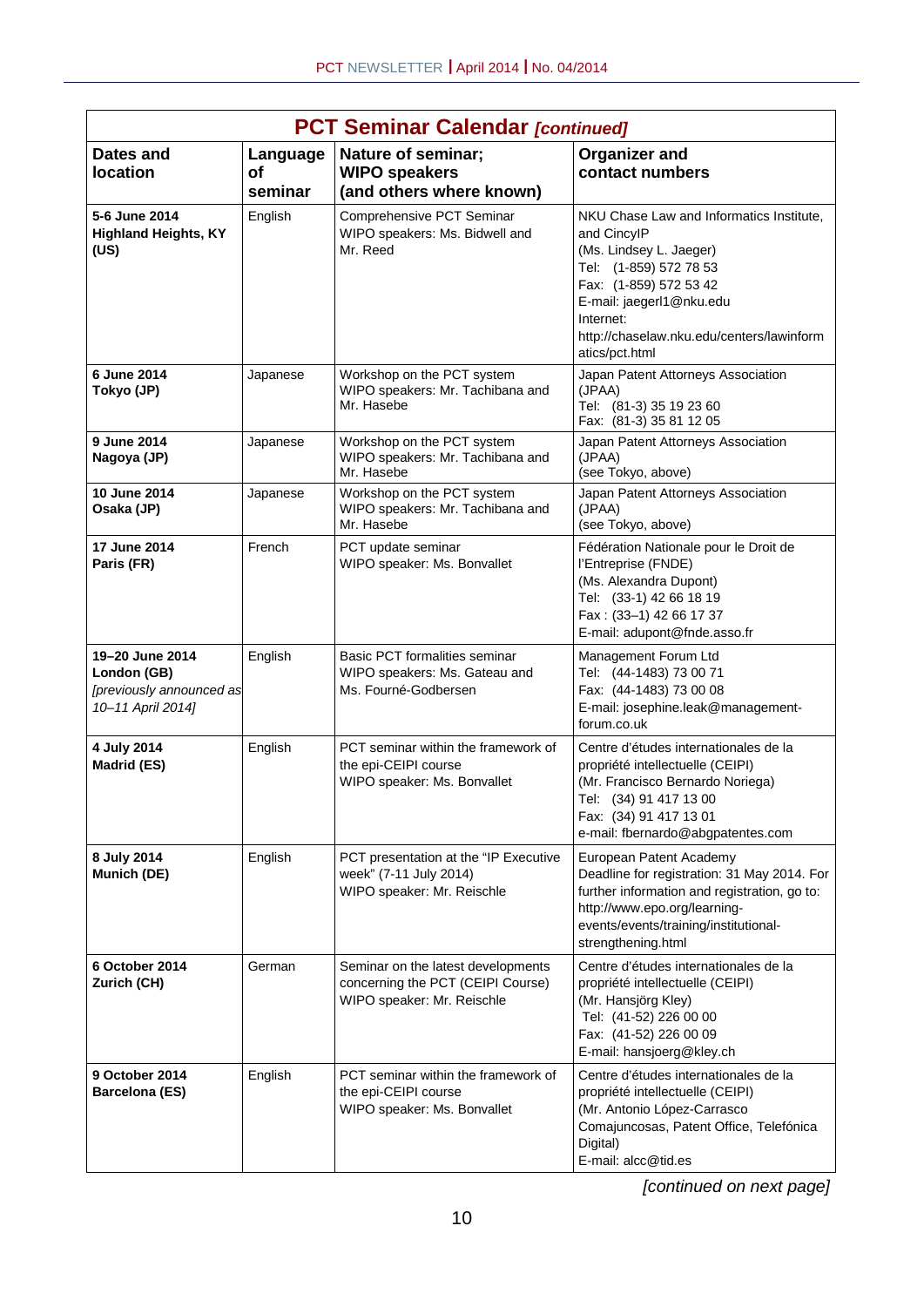## PCT Seminar Calendar *[continued]*

| Dates and location | Language of seminar | Nature of seminar; WIPO speakers (and others where known) | Organizer and contact numbers |
|---|---|---|---|
| **5-6 June 2014 Highland Heights, KY (US)** | English | Comprehensive PCT Seminar<br>WIPO speakers: Ms. Bidwell and Mr. Reed | NKU Chase Law and Informatics Institute, and CincyIP<br>(Ms. Lindsey L. Jaeger)<br>Tel: (1-859) 572 78 53<br>Fax: (1-859) 572 53 42<br>E-mail: jaegerl1@nku.edu<br>Internet: http://chaselaw.nku.edu/centers/lawinformatics/pct.html |
| **6 June 2014 Tokyo (JP)** | Japanese | Workshop on the PCT system<br>WIPO speakers: Mr. Tachibana and Mr. Hasebe | Japan Patent Attorneys Association (JPAA)<br>Tel: (81-3) 35 19 23 60<br>Fax: (81-3) 35 81 12 05 |
| **9 June 2014 Nagoya (JP)** | Japanese | Workshop on the PCT system<br>WIPO speakers: Mr. Tachibana and Mr. Hasebe | Japan Patent Attorneys Association (JPAA)<br>(see Tokyo, above) |
| **10 June 2014 Osaka (JP)** | Japanese | Workshop on the PCT system<br>WIPO speakers: Mr. Tachibana and Mr. Hasebe | Japan Patent Attorneys Association (JPAA)<br>(see Tokyo, above) |
| **17 June 2014 Paris (FR)** | French | PCT update seminar<br>WIPO speaker: Ms. Bonvallet | Fédération Nationale pour le Droit de l'Entreprise (FNDE)<br>(Ms. Alexandra Dupont)<br>Tel: (33-1) 42 66 18 19<br>Fax : (33–1) 42 66 17 37<br>E-mail: adupont@fnde.asso.fr |
| **19–20 June 2014 London (GB)** *[previously announced as 10–11 April 2014]* | English | Basic PCT formalities seminar<br>WIPO speakers: Ms. Gateau and Ms. Fourné-Godbersen | Management Forum Ltd<br>Tel: (44-1483) 73 00 71<br>Fax: (44-1483) 73 00 08<br>E-mail: josephine.leak@management-forum.co.uk |
| **4 July 2014 Madrid (ES)** | English | PCT seminar within the framework of the epi-CEIPI course<br>WIPO speaker: Ms. Bonvallet | Centre d'études internationales de la propriété intellectuelle (CEIPI)<br>(Mr. Francisco Bernardo Noriega)<br>Tel: (34) 91 417 13 00<br>Fax: (34) 91 417 13 01<br>e-mail: fbernardo@abgpatentes.com |
| **8 July 2014 Munich (DE)** | English | PCT presentation at the "IP Executive week" (7-11 July 2014)<br>WIPO speaker: Mr. Reischle | European Patent Academy<br>Deadline for registration: 31 May 2014. For further information and registration, go to: http://www.epo.org/learning-events/events/training/institutional-strengthening.html |
| **6 October 2014 Zurich (CH)** | German | Seminar on the latest developments concerning the PCT (CEIPI Course)<br>WIPO speaker: Mr. Reischle | Centre d'études internationales de la propriété intellectuelle (CEIPI)<br>(Mr. Hansjörg Kley)<br>Tel: (41-52) 226 00 00<br>Fax: (41-52) 226 00 09<br>E-mail: hansjoerg@kley.ch |
| **9 October 2014 Barcelona (ES)** | English | PCT seminar within the framework of the epi-CEIPI course<br>WIPO speaker: Ms. Bonvallet | Centre d'études internationales de la propriété intellectuelle (CEIPI)<br>(Mr. Antonio López-Carrasco Comajuncosas, Patent Office, Telefónica Digital)<br>E-mail: alcc@tid.es |

*[continued on next page]*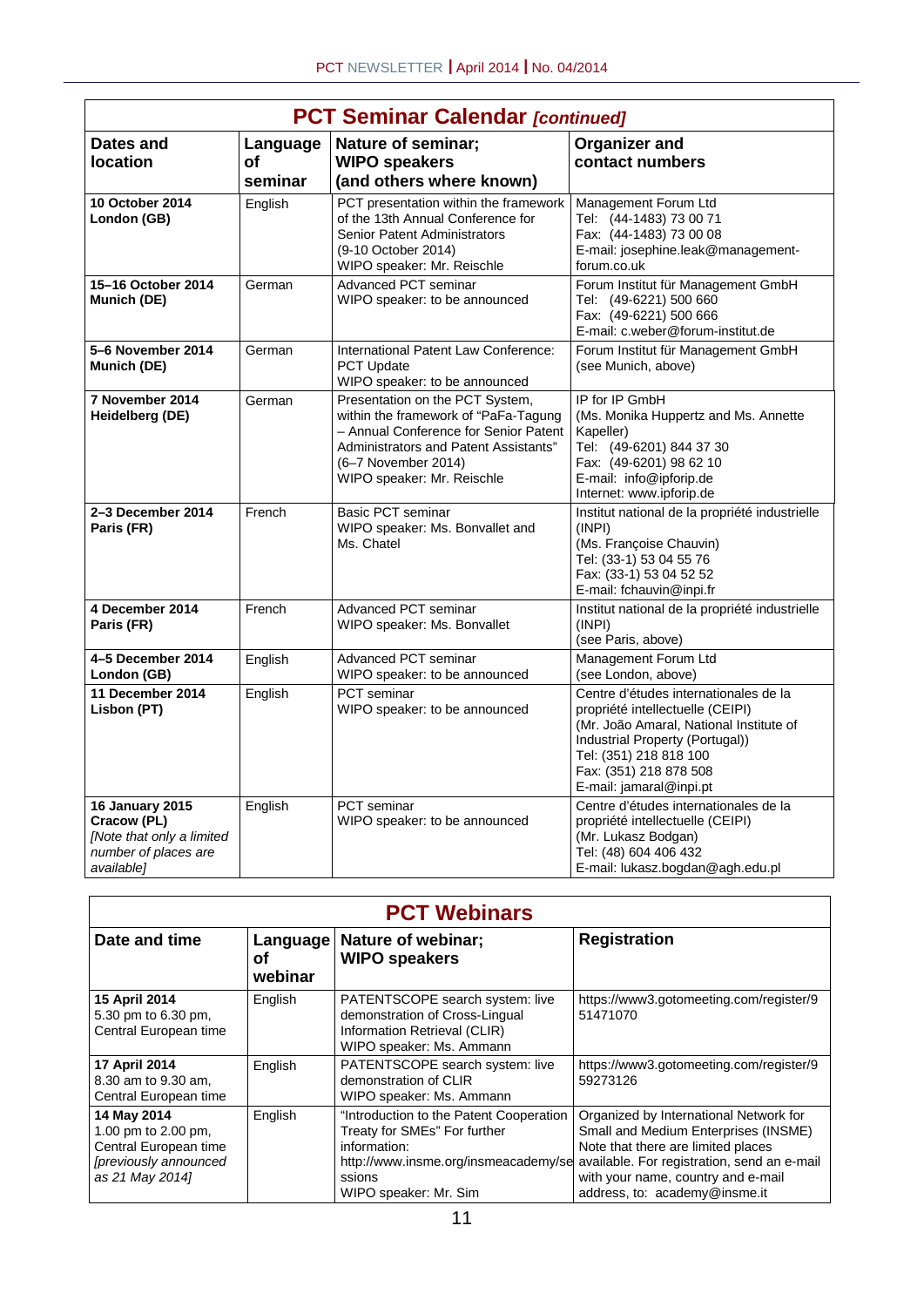## PCT Seminar Calendar *[continued]*

| Dates and location | Language of seminar | Nature of seminar; WIPO speakers (and others where known) | Organizer and contact numbers |
|---|---|---|---|
| **10 October 2014 London (GB)** | English | PCT presentation within the framework of the 13th Annual Conference for Senior Patent Administrators (9-10 October 2014) WIPO speaker: Mr. Reischle | Management Forum Ltd Tel: (44-1483) 73 00 71 Fax: (44-1483) 73 00 08 E-mail: josephine.leak@management-forum.co.uk |
| **15–16 October 2014 Munich (DE)** | German | Advanced PCT seminar WIPO speaker: to be announced | Forum Institut für Management GmbH Tel: (49-6221) 500 660 Fax: (49-6221) 500 666 E-mail: c.weber@forum-institut.de |
| **5–6 November 2014 Munich (DE)** | German | International Patent Law Conference: PCT Update WIPO speaker: to be announced | Forum Institut für Management GmbH (see Munich, above) |
| **7 November 2014 Heidelberg (DE)** | German | Presentation on the PCT System, within the framework of "PaFa-Tagung – Annual Conference for Senior Patent Administrators and Patent Assistants" (6–7 November 2014) WIPO speaker: Mr. Reischle | IP for IP GmbH (Ms. Monika Huppertz and Ms. Annette Kapeller) Tel: (49-6201) 844 37 30 Fax: (49-6201) 98 62 10 E-mail: info@ipforip.de Internet: www.ipforip.de |
| **2–3 December 2014 Paris (FR)** | French | Basic PCT seminar WIPO speaker: Ms. Bonvallet and Ms. Chatel | Institut national de la propriété industrielle (INPI) (Ms. Françoise Chauvin) Tel: (33-1) 53 04 55 76 Fax: (33-1) 53 04 52 52 E-mail: fchauvin@inpi.fr |
| **4 December 2014 Paris (FR)** | French | Advanced PCT seminar WIPO speaker: Ms. Bonvallet | Institut national de la propriété industrielle (INPI) (see Paris, above) |
| **4–5 December 2014 London (GB)** | English | Advanced PCT seminar WIPO speaker: to be announced | Management Forum Ltd (see London, above) |
| **11 December 2014 Lisbon (PT)** | English | PCT seminar WIPO speaker: to be announced | Centre d'études internationales de la propriété intellectuelle (CEIPI) (Mr. João Amaral, National Institute of Industrial Property (Portugal)) Tel: (351) 218 818 100 Fax: (351) 218 878 508 E-mail: jamaral@inpi.pt |
| **16 January 2015 Cracow (PL)** *[Note that only a limited number of places are available]* | English | PCT seminar WIPO speaker: to be announced | Centre d'études internationales de la propriété intellectuelle (CEIPI) (Mr. Lukasz Bodgan) Tel: (48) 604 406 432 E-mail: lukasz.bogdan@agh.edu.pl |

## PCT Webinars

| Date and time | Language of webinar | Nature of webinar; WIPO speakers | Registration |
|---|---|---|---|
| **15 April 2014** 5.30 pm to 6.30 pm, Central European time | English | PATENTSCOPE search system: live demonstration of Cross-Lingual Information Retrieval (CLIR) WIPO speaker: Ms. Ammann | https://www3.gotomeeting.com/register/951471070 |
| **17 April 2014** 8.30 am to 9.30 am, Central European time | English | PATENTSCOPE search system: live demonstration of CLIR WIPO speaker: Ms. Ammann | https://www3.gotomeeting.com/register/959273126 |
| **14 May 2014** 1.00 pm to 2.00 pm, Central European time *[previously announced as 21 May 2014]* | English | "Introduction to the Patent Cooperation Treaty for SMEs" For further information: http://www.insme.org/insmeacademy/sessions WIPO speaker: Mr. Sim | Organized by International Network for Small and Medium Enterprises (INSME) Note that there are limited places available. For registration, send an e-mail with your name, country and e-mail address, to: academy@insme.it |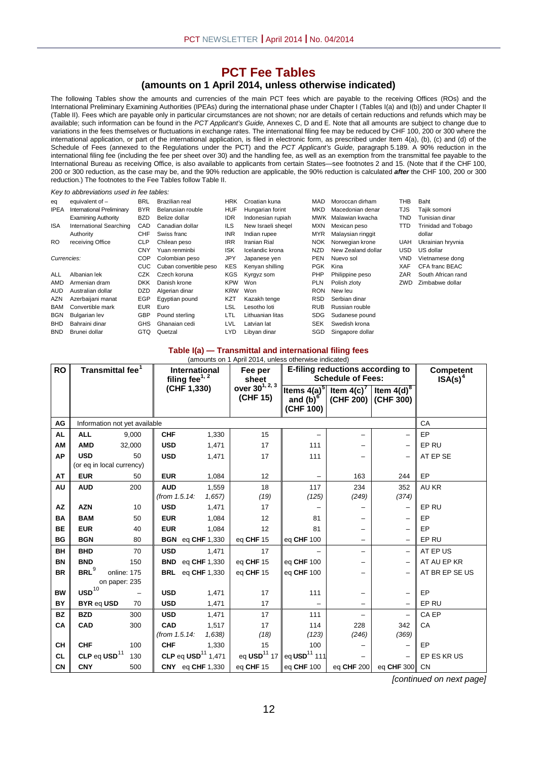# PCT Fee Tables

## (amounts on 1 April 2014, unless otherwise indicated)

The following Tables show the amounts and currencies of the main PCT fees which are payable to the receiving Offices (ROs) and the International Preliminary Examining Authorities (IPEAs) during the international phase under Chapter I (Tables I(a) and I(b)) and under Chapter II (Table II). Fees which are payable only in particular circumstances are not shown; nor are details of certain reductions and refunds which may be available; such information can be found in the *PCT Applicant's Guide,* Annexes C, D and E. Note that all amounts are subject to change due to variations in the fees themselves or fluctuations in exchange rates. The international filing fee may be reduced by CHF 100, 200 or 300 where the international application, or part of the international application, is filed in electronic form, as prescribed under Item 4(a), (b), (c) and (d) of the Schedule of Fees (annexed to the Regulations under the PCT) and the *PCT Applicant's Guide*, paragraph 5.189. A 90% reduction in the international filing fee (including the fee per sheet over 30) and the handling fee, as well as an exemption from the transmittal fee payable to the International Bureau as receiving Office, is also available to applicants from certain States—see footnotes 2 and 15. (Note that if the CHF 100, 200 or 300 reduction, as the case may be, and the 90% reduction are applicable, the 90% reduction is calculated ***after*** the CHF 100, 200 or 300 reduction.) The footnotes to the Fee Tables follow Table II.

*Key to abbreviations used in fee tables:*

| Abbreviation | Meaning |
|---|---|
| eq | equivalent of – |
| IPEA | International Preliminary Examining Authority |
| ISA | International Searching Authority |
| RO | receiving Office |

*Currencies:*

| Code | Currency | Code | Currency | Code | Currency | Code | Currency | Code | Currency |
|---|---|---|---|---|---|---|---|---|---|
| ALL | Albanian lek | BRL | Brazilian real | HRK | Croatian kuna | MAD | Moroccan dirham | THB | Baht |
| AMD | Armenian dram | BYR | Belarusian rouble | HUF | Hungarian forint | MKD | Macedonian denar | TJS | Tajik somoni |
| AUD | Australian dollar | BZD | Belize dollar | IDR | Indonesian rupiah | MWK | Malawian kwacha | TND | Tunisian dinar |
| AZN | Azerbaijani manat | CAD | Canadian dollar | ILS | New Israeli sheqel | MXN | Mexican peso | TTD | Trinidad and Tobago dollar |
| BAM | Convertible mark | CHF | Swiss franc | INR | Indian rupee | MYR | Malaysian ringgit | UAH | Ukrainian hryvnia |
| BGN | Bulgarian lev | CLP | Chilean peso | IRR | Iranian Rial | NOK | Norwegian krone | USD | US dollar |
| BHD | Bahraini dinar | CNY | Yuan renminbi | ISK | Icelandic krona | NZD | New Zealand dollar | VND | Vietnamese dong |
| BND | Brunei dollar | COP | Colombian peso | JPY | Japanese yen | PEN | Nuevo sol | XAF | CFA franc BEAC |
| | | CUC | Cuban convertible peso | KES | Kenyan shilling | PGK | Kina | ZAR | South African rand |
| | | CZK | Czech koruna | KGS | Kyrgyz som | PHP | Philippine peso | ZWD | Zimbabwe dollar |
| | | DKK | Danish krone | KPW | Won | PLN | Polish zloty | | |
| | | DZD | Algerian dinar | KRW | Won | RON | New leu | | |
| | | EGP | Egyptian pound | KZT | Kazakh tenge | RSD | Serbian dinar | | |
| | | EUR | Euro | LSL | Lesotho loti | RUB | Russian rouble | | |
| | | GBP | Pound sterling | LTL | Lithuanian litas | SDG | Sudanese pound | | |
| | | GHS | Ghanaian cedi | LVL | Latvian lat | SEK | Swedish krona | | |
| | | GTQ | Quetzal | LYD | Libyan dinar | SGD | Singapore dollar | | |

### Table I(a) — Transmittal and international filing fees

(amounts on 1 April 2014, unless otherwise indicated)

| RO | Transmittal fee[1] | | International filing fee[1, 2] (CHF 1,330) | | Fee per sheet over 30[1, 2, 3] (CHF 15) | E-filing reductions according to Schedule of Fees: Items 4(a)[5] and (b)[6] (CHF 100) | Item 4(c)[7] (CHF 200) | Item 4(d)[8] (CHF 300) | Competent ISA(s)[4] |
|---|---|---|---|---|---|---|---|---|---|
| AG | Information not yet available | | | | | | | | CA |
| AL | **ALL** | 9,000 | **CHF** | 1,330 | 15 | – | – | – | EP |
| AM | **AMD** | 32,000 | **USD** | 1,471 | 17 | 111 | – | – | EP RU |
| AP | **USD** 50 (or eq in local currency) | | **USD** | 1,471 | 17 | 111 | – | – | AT EP SE |
| AT | **EUR** | 50 | **EUR** | 1,084 | 12 | – | 163 | 244 | EP |
| AU | **AUD** | 200 | **AUD** (*from 1.5.14:*) | 1,559 (*1,657*) | 18 (*19*) | 117 (*125*) | 234 (*249*) | 352 (*374*) | AU KR |
| AZ | **AZN** | 10 | **USD** | 1,471 | 17 | – | – | – | EP RU |
| BA | **BAM** | 50 | **EUR** | 1,084 | 12 | 81 | – | – | EP |
| BE | **EUR** | 40 | **EUR** | 1,084 | 12 | 81 | – | – | EP |
| BG | **BGN** | 80 | **BGN** | eq **CHF** 1,330 | eq **CHF** 15 | eq **CHF** 100 | – | – | EP RU |
| BH | **BHD** | 70 | **USD** | 1,471 | 17 | – | – | – | AT EP US |
| BN | **BND** | 150 | **BND** | eq **CHF** 1,330 | eq **CHF** 15 | eq **CHF** 100 | – | – | AT AU EP KR |
| BR | **BRL**[9] | online: 175 on paper: 235 | **BRL** | eq **CHF** 1,330 | eq **CHF** 15 | eq **CHF** 100 | – | – | AT BR EP SE US |
| BW | **USD**[10] | – | **USD** | 1,471 | 17 | 111 | – | – | EP |
| BY | **BYR** eq **USD** | 70 | **USD** | 1,471 | 17 | – | – | – | EP RU |
| BZ | **BZD** | 300 | **USD** | 1,471 | 17 | 111 | – | – | CA EP |
| CA | **CAD** | 300 | **CAD** (*from 1.5.14:*) | 1,517 (*1,638*) | 17 (*18*) | 114 (*123*) | 228 (*246*) | 342 (*369*) | CA |
| CH | **CHF** | 100 | **CHF** | 1,330 | 15 | 100 | – | – | EP |
| CL | **CLP** eq **USD**[11] | 130 | **CLP** eq **USD**[11] | 1,471 | eq **USD**[11] 17 | eq **USD**[11] 111 | – | – | EP ES KR US |
| CN | **CNY** | 500 | **CNY** | eq **CHF** 1,330 | eq **CHF** 15 | eq **CHF** 100 | eq **CHF** 200 | eq **CHF** 300 | CN |

*[continued on next page]*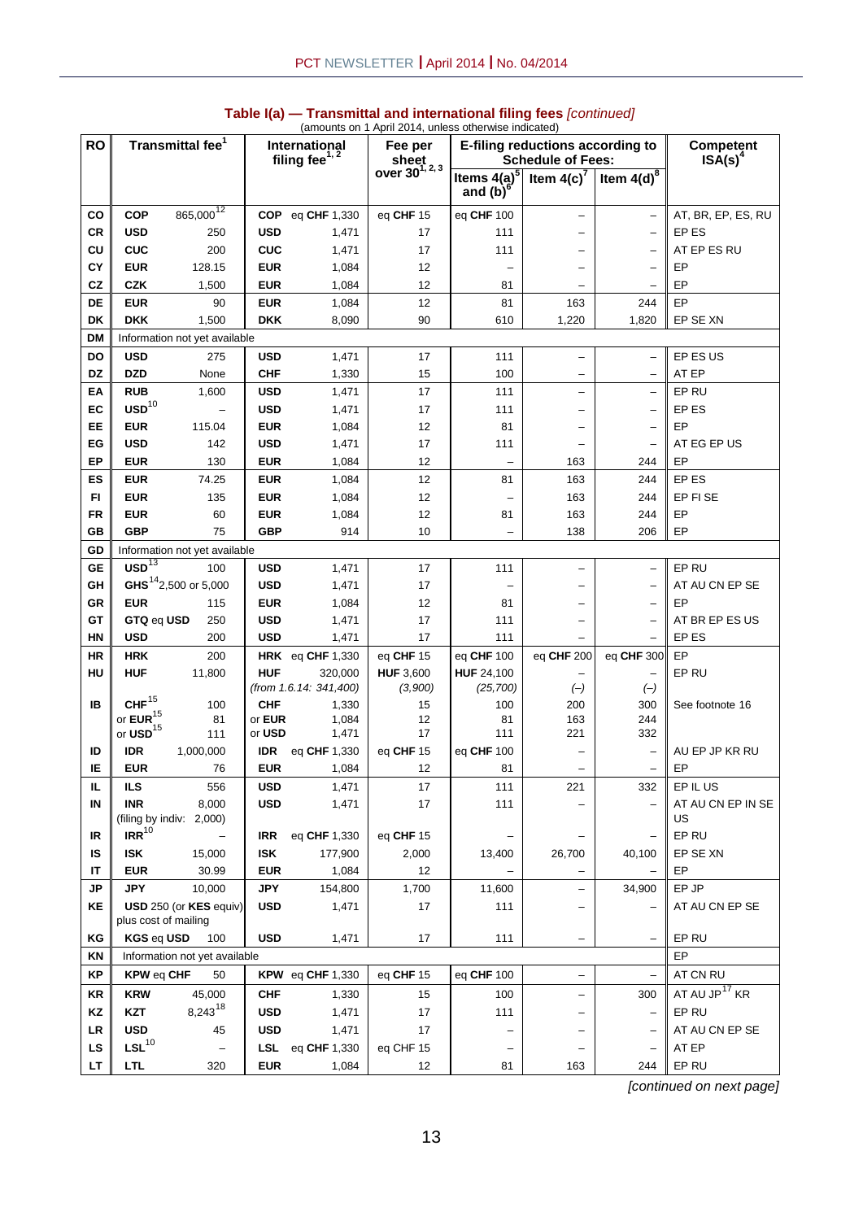## Table I(a) — Transmittal and international filing fees *[continued]*

(amounts on 1 April 2014, unless otherwise indicated)

| RO | Transmittal fee[1] | | International filing fee[1, 2] | | Fee per sheet over 30[1, 2, 3] | E-filing reductions according to Schedule of Fees: | | | Competent ISA(s)[4] |
|---|---|---|---|---|---|---|---|---|---|
| | | | | | | Items 4(a)[5] and (b)[6] | Item 4(c)[7] | Item 4(d)[8] | |
| CO | COP | 865,000[12] | COP | eq CHF 1,330 | eq CHF 15 | eq CHF 100 | – | – | AT, BR, EP, ES, RU |
| CR | USD | 250 | USD | 1,471 | 17 | 111 | – | – | EP ES |
| CU | CUC | 200 | CUC | 1,471 | 17 | 111 | – | – | AT EP ES RU |
| CY | EUR | 128.15 | EUR | 1,084 | 12 | – | – | – | EP |
| CZ | CZK | 1,500 | EUR | 1,084 | 12 | 81 | – | – | EP |
| DE | EUR | 90 | EUR | 1,084 | 12 | 81 | 163 | 244 | EP |
| DK | DKK | 1,500 | DKK | 8,090 | 90 | 610 | 1,220 | 1,820 | EP SE XN |
| DM | Information not yet available | | | | | | | | |
| DO | USD | 275 | USD | 1,471 | 17 | 111 | – | – | EP ES US |
| DZ | DZD | None | CHF | 1,330 | 15 | 100 | – | – | AT EP |
| EA | RUB | 1,600 | USD | 1,471 | 17 | 111 | – | – | EP RU |
| EC | USD[10] | – | USD | 1,471 | 17 | 111 | – | – | EP ES |
| EE | EUR | 115.04 | EUR | 1,084 | 12 | 81 | – | – | EP |
| EG | USD | 142 | USD | 1,471 | 17 | 111 | – | – | AT EG EP US |
| EP | EUR | 130 | EUR | 1,084 | 12 | – | 163 | 244 | EP |
| ES | EUR | 74.25 | EUR | 1,084 | 12 | 81 | 163 | 244 | EP ES |
| FI | EUR | 135 | EUR | 1,084 | 12 | – | 163 | 244 | EP FI SE |
| FR | EUR | 60 | EUR | 1,084 | 12 | 81 | 163 | 244 | EP |
| GB | GBP | 75 | GBP | 914 | 10 | – | 138 | 206 | EP |
| GD | Information not yet available | | | | | | | | |
| GE | USD[13] | 100 | USD | 1,471 | 17 | 111 | – | – | EP RU |
| GH | GHS[14] | 2,500 or 5,000 | USD | 1,471 | 17 | – | – | – | AT AU CN EP SE |
| GR | EUR | 115 | EUR | 1,084 | 12 | 81 | – | – | EP |
| GT | GTQ eq USD | 250 | USD | 1,471 | 17 | 111 | – | – | AT BR EP ES US |
| HN | USD | 200 | USD | 1,471 | 17 | 111 | – | – | EP ES |
| HR | HRK | 200 | HRK | eq CHF 1,330 | eq CHF 15 | eq CHF 100 | eq CHF 200 | eq CHF 300 | EP |
| HU | HUF | 11,800 | HUF | 320,000 *(from 1.6.14: 341,400)* | HUF 3,600 *(3,900)* | HUF 24,100 *(25,700)* | – *(–)* | – *(–)* | EP RU |
| IB | CHF[15] or EUR[15] or USD[15] | 100 / 81 / 111 | CHF or EUR or USD | 1,330 / 1,084 / 1,471 | 15 / 12 / 17 | 100 / 81 / 111 | 200 / 163 / 221 | 300 / 244 / 332 | See footnote 16 |
| ID | IDR | 1,000,000 | IDR | eq CHF 1,330 | eq CHF 15 | eq CHF 100 | – | – | AU EP JP KR RU |
| IE | EUR | 76 | EUR | 1,084 | 12 | 81 | – | – | EP |
| IL | ILS | 556 | USD | 1,471 | 17 | 111 | 221 | 332 | EP IL US |
| IN | INR (filing by indiv: 2,000) | 8,000 | USD | 1,471 | 17 | 111 | – | – | AT AU CN EP IN SE US |
| IR | IRR[10] | – | IRR | eq CHF 1,330 | eq CHF 15 | – | – | – | EP RU |
| IS | ISK | 15,000 | ISK | 177,900 | 2,000 | 13,400 | 26,700 | 40,100 | EP SE XN |
| IT | EUR | 30.99 | EUR | 1,084 | 12 | – | – | – | EP |
| JP | JPY | 10,000 | JPY | 154,800 | 1,700 | 11,600 | – | 34,900 | EP JP |
| KE | USD 250 (or KES equiv) plus cost of mailing | | USD | 1,471 | 17 | 111 | – | – | AT AU CN EP SE |
| KG | KGS eq USD | 100 | USD | 1,471 | 17 | 111 | – | – | EP RU |
| KN | Information not yet available | | | | | | | | EP |
| KP | KPW eq CHF | 50 | KPW | eq CHF 1,330 | eq CHF 15 | eq CHF 100 | – | – | AT CN RU |
| KR | KRW | 45,000 | CHF | 1,330 | 15 | 100 | – | 300 | AT AU JP[17] KR |
| KZ | KZT | 8,243[18] | USD | 1,471 | 17 | 111 | – | – | EP RU |
| LR | USD | 45 | USD | 1,471 | 17 | – | – | – | AT AU CN EP SE |
| LS | LSL[10] | – | LSL | eq CHF 1,330 | eq CHF 15 | – | – | – | AT EP |
| LT | LTL | 320 | EUR | 1,084 | 12 | 81 | 163 | 244 | EP RU |

*[continued on next page]*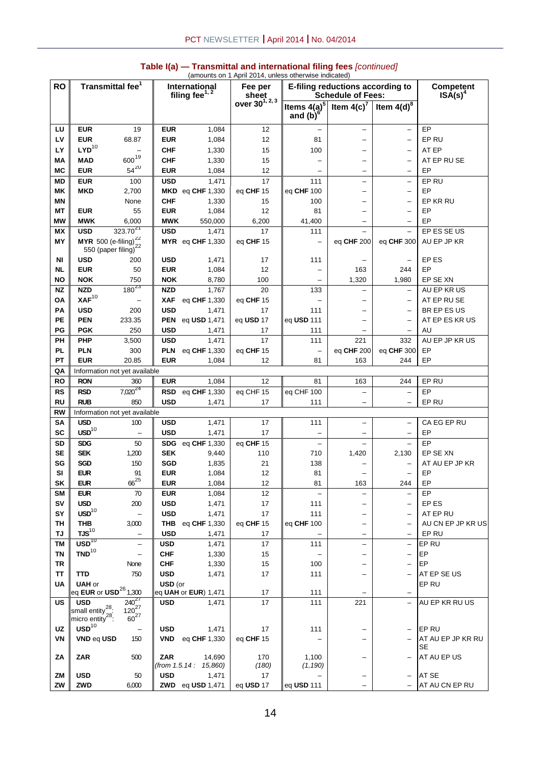## Table I(a) — Transmittal and international filing fees *[continued]*

(amounts on 1 April 2014, unless otherwise indicated)

| RO | Transmittal fee[1] | | International filing fee[1, 2] | | Fee per sheet over 30[1, 2, 3] | E-filing reductions according to Schedule of Fees: | | | Competent ISA(s)[4] |
|---|---|---|---|---|---|---|---|---|---|
| | | | | | | Items 4(a)[5] and (b)[6] | Item 4(c)[7] | Item 4(d)[8] | |
| LU | EUR | 19 | EUR | 1,084 | 12 | – | – | – | EP |
| LV | EUR | 68.87 | EUR | 1,084 | 12 | 81 | – | – | EP RU |
| LY | LYD[10] | – | CHF | 1,330 | 15 | 100 | – | – | AT EP |
| MA | MAD | 600[19] | CHF | 1,330 | 15 | – | – | – | AT EP RU SE |
| MC | EUR | 54[20] | EUR | 1,084 | 12 | – | – | – | EP |
| MD | EUR | 100 | USD | 1,471 | 17 | 111 | – | – | EP RU |
| MK | MKD | 2,700 | MKD | eq CHF 1,330 | eq CHF 15 | eq CHF 100 | – | – | EP |
| MN | | None | CHF | 1,330 | 15 | 100 | – | – | EP KR RU |
| MT | EUR | 55 | EUR | 1,084 | 12 | 81 | – | – | EP |
| MW | MWK | 6,000 | MWK | 550,000 | 6,200 | 41,400 | – | – | EP |
| MX | USD | 323.70[21] | USD | 1,471 | 17 | 111 | – | – | EP ES SE US |
| MY | MYR | 500 (e-filing)[22] 550 (paper filing)[22] | MYR | eq CHF 1,330 | eq CHF 15 | – | eq CHF 200 | eq CHF 300 | AU EP JP KR |
| NI | USD | 200 | USD | 1,471 | 17 | 111 | – | – | EP ES |
| NL | EUR | 50 | EUR | 1,084 | 12 | – | 163 | 244 | EP |
| NO | NOK | 750 | NOK | 8,780 | 100 | – | 1,320 | 1,980 | EP SE XN |
| NZ | NZD | 180[23] | NZD | 1,767 | 20 | 133 | – | – | AU EP KR US |
| OA | XAF[10] | – | XAF | eq CHF 1,330 | eq CHF 15 | – | – | – | AT EP RU SE |
| PA | USD | 200 | USD | 1,471 | 17 | 111 | – | – | BR EP ES US |
| PE | PEN | 233.35 | PEN | eq USD 1,471 | eq USD 17 | eq USD 111 | – | – | AT EP ES KR US |
| PG | PGK | 250 | USD | 1,471 | 17 | 111 | – | – | AU |
| PH | PHP | 3,500 | USD | 1,471 | 17 | 111 | 221 | 332 | AU EP JP KR US |
| PL | PLN | 300 | PLN | eq CHF 1,330 | eq CHF 15 | – | eq CHF 200 | eq CHF 300 | EP |
| PT | EUR | 20.85 | EUR | 1,084 | 12 | 81 | 163 | 244 | EP |
| QA | Information not yet available | | | | | | | | |
| RO | RON | 360 | EUR | 1,084 | 12 | 81 | 163 | 244 | EP RU |
| RS | RSD | 7,020[24] | RSD | eq CHF 1,330 | eq CHF 15 | eq CHF 100 | – | – | EP |
| RU | RUB | 850 | USD | 1,471 | 17 | 111 | – | – | EP RU |
| RW | Information not yet available | | | | | | | | |
| SA | USD | 100 | USD | 1,471 | 17 | 111 | – | – | CA EG EP RU |
| SC | USD[10] | – | USD | 1,471 | 17 | – | – | – | EP |
| SD | SDG | 50 | SDG | eq CHF 1,330 | eq CHF 15 | – | – | – | EP |
| SE | SEK | 1,200 | SEK | 9,440 | 110 | 710 | 1,420 | 2,130 | EP SE XN |
| SG | SGD | 150 | SGD | 1,835 | 21 | 138 | – | – | AT AU EP JP KR |
| SI | EUR | 91 | EUR | 1,084 | 12 | 81 | – | – | EP |
| SK | EUR | 66[25] | EUR | 1,084 | 12 | 81 | 163 | 244 | EP |
| SM | EUR | 70 | EUR | 1,084 | 12 | – | – | – | EP |
| SV | USD | 200 | USD | 1,471 | 17 | 111 | – | – | EP ES |
| SY | USD[10] | – | USD | 1,471 | 17 | 111 | – | – | AT EP RU |
| TH | THB | 3,000 | THB | eq CHF 1,330 | eq CHF 15 | eq CHF 100 | – | – | AU CN EP JP KR US |
| TJ | TJS[10] | – | USD | 1,471 | 17 | – | – | – | EP RU |
| TM | USD[10] | – | USD | 1,471 | 17 | 111 | – | – | EP RU |
| TN | TND[10] | – | CHF | 1,330 | 15 | – | – | – | EP |
| TR | | None | CHF | 1,330 | 15 | 100 | – | – | EP |
| TT | TTD | 750 | USD | 1,471 | 17 | 111 | – | – | AT EP SE US |
| UA | UAH or eq EUR or USD[26] | 1,300 | USD (or eq UAH or EUR) | 1,471 | 17 | 111 | – | – | EP RU |
| US | USD small entity[28]: micro entity[28]: | 240[27] 120[27] 60[27] | USD | 1,471 | 17 | 111 | 221 | – | AU EP KR RU US |
| UZ | USD[10] | – | USD | 1,471 | 17 | 111 | – | – | EP RU |
| VN | VND eq USD | 150 | VND | eq CHF 1,330 | eq CHF 15 | – | – | – | AT AU EP JP KR RU SE |
| ZA | ZAR | 500 | ZAR | 14,690 *(from 1.5.14 : 15,860)* | 170 *(180)* | 1,100 *(1,190)* | – | – | AT AU EP US |
| ZM | USD | 50 | USD | 1,471 | 17 | – | – | – | AT SE |
| ZW | ZWD | 6,000 | ZWD | eq USD 1,471 | eq USD 17 | eq USD 111 | – | – | AT AU CN EP RU |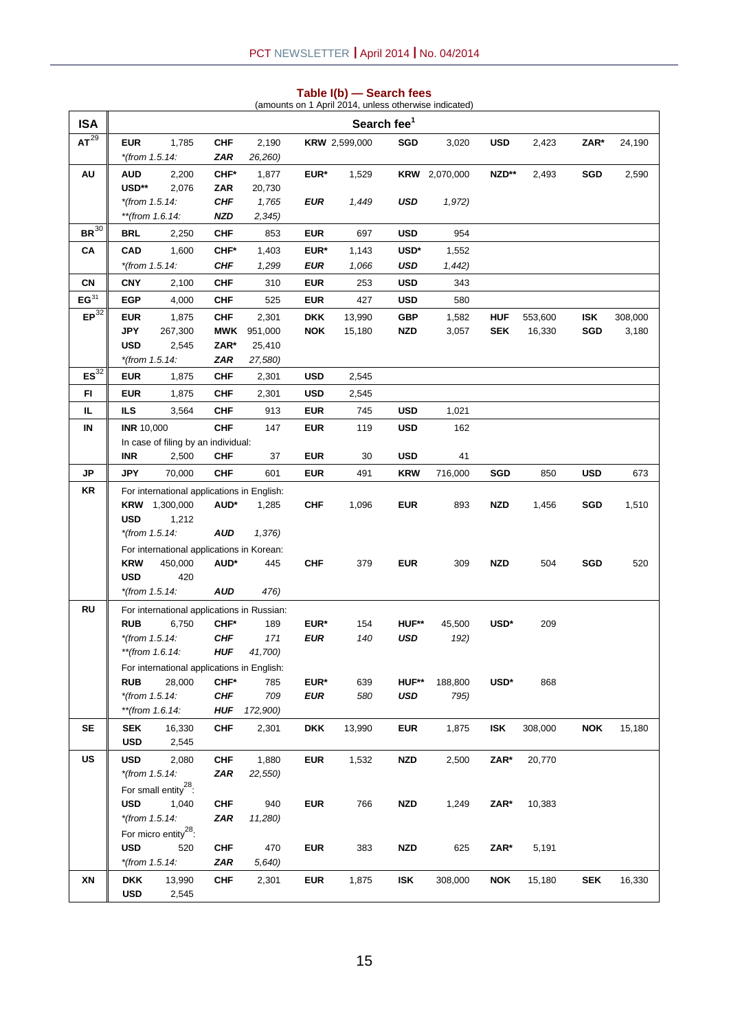**Table I(b) — Search fees**
(amounts on 1 April 2014, unless otherwise indicated)

| ISA | Search fee[1] | | | | | | | | | | | |
|---|---|---|---|---|---|---|---|---|---|---|---|---|
| AT[29] | EUR | 1,785 | CHF | 2,190 | KRW | 2,599,000 | SGD | 3,020 | USD | 2,423 | ZAR* | 24,190 |
| | *(from 1.5.14: | | *ZAR* | *26,260)* | | | | | | | | |
| AU | AUD | 2,200 | CHF* | 1,877 | EUR* | 1,529 | KRW | 2,070,000 | NZD** | 2,493 | SGD | 2,590 |
| | USD** | 2,076 | ZAR | 20,730 | | | | | | | | |
| | *(from 1.5.14: | | *CHF* | *1,765* | *EUR* | *1,449* | *USD* | *1,972)* | | | | |
| | **(from 1.6.14: | | *NZD* | *2,345)* | | | | | | | | |
| BR[30] | BRL | 2,250 | CHF | 853 | EUR | 697 | USD | 954 | | | | |
| CA | CAD | 1,600 | CHF* | 1,403 | EUR* | 1,143 | USD* | 1,552 | | | | |
| | *(from 1.5.14: | | *CHF* | *1,299* | *EUR* | *1,066* | *USD* | *1,442)* | | | | |
| CN | CNY | 2,100 | CHF | 310 | EUR | 253 | USD | 343 | | | | |
| EG[31] | EGP | 4,000 | CHF | 525 | EUR | 427 | USD | 580 | | | | |
| EP[32] | EUR | 1,875 | CHF | 2,301 | DKK | 13,990 | GBP | 1,582 | HUF | 553,600 | ISK | 308,000 |
| | JPY | 267,300 | MWK | 951,000 | NOK | 15,180 | NZD | 3,057 | SEK | 16,330 | SGD | 3,180 |
| | USD | 2,545 | ZAR* | 25,410 | | | | | | | | |
| | *(from 1.5.14: | | *ZAR* | *27,580)* | | | | | | | | |
| ES[32] | EUR | 1,875 | CHF | 2,301 | USD | 2,545 | | | | | | |
| FI | EUR | 1,875 | CHF | 2,301 | USD | 2,545 | | | | | | |
| IL | ILS | 3,564 | CHF | 913 | EUR | 745 | USD | 1,021 | | | | |
| IN | INR | 10,000 | CHF | 147 | EUR | 119 | USD | 162 | | | | |
| | In case of filing by an individual: | | | | | | | | | | | |
| | INR | 2,500 | CHF | 37 | EUR | 30 | USD | 41 | | | | |
| JP | JPY | 70,000 | CHF | 601 | EUR | 491 | KRW | 716,000 | SGD | 850 | USD | 673 |
| KR | For international applications in English: | | | | | | | | | | | |
| | KRW | 1,300,000 | AUD* | 1,285 | CHF | 1,096 | EUR | 893 | NZD | 1,456 | SGD | 1,510 |
| | USD | 1,212 | | | | | | | | | | |
| | *(from 1.5.14: | | *AUD* | *1,376)* | | | | | | | | |
| | For international applications in Korean: | | | | | | | | | | | |
| | KRW | 450,000 | AUD* | 445 | CHF | 379 | EUR | 309 | NZD | 504 | SGD | 520 |
| | USD | 420 | | | | | | | | | | |
| | *(from 1.5.14: | | *AUD* | *476)* | | | | | | | | |
| RU | For international applications in Russian: | | | | | | | | | | | |
| | RUB | 6,750 | CHF* | 189 | EUR* | 154 | HUF** | 45,500 | USD* | 209 | | |
| | *(from 1.5.14: | | *CHF* | *171* | *EUR* | *140* | *USD* | *192)* | | | | |
| | **(from 1.6.14: | | *HUF* | *41,700)* | | | | | | | | |
| | For international applications in English: | | | | | | | | | | | |
| | RUB | 28,000 | CHF* | 785 | EUR* | 639 | HUF** | 188,800 | USD* | 868 | | |
| | *(from 1.5.14: | | *CHF* | *709* | *EUR* | *580* | *USD* | *795)* | | | | |
| | **(from 1.6.14: | | *HUF* | *172,900)* | | | | | | | | |
| SE | SEK | 16,330 | CHF | 2,301 | DKK | 13,990 | EUR | 1,875 | ISK | 308,000 | NOK | 15,180 |
| | USD | 2,545 | | | | | | | | | | |
| US | USD | 2,080 | CHF | 1,880 | EUR | 1,532 | NZD | 2,500 | ZAR* | 20,770 | | |
| | *(from 1.5.14: | | *ZAR* | *22,550)* | | | | | | | | |
| | For small entity[28]: | | | | | | | | | | | |
| | USD | 1,040 | CHF | 940 | EUR | 766 | NZD | 1,249 | ZAR* | 10,383 | | |
| | *(from 1.5.14: | | *ZAR* | *11,280)* | | | | | | | | |
| | For micro entity[28]: | | | | | | | | | | | |
| | USD | 520 | CHF | 470 | EUR | 383 | NZD | 625 | ZAR* | 5,191 | | |
| | *(from 1.5.14: | | *ZAR* | *5,640)* | | | | | | | | |
| XN | DKK | 13,990 | CHF | 2,301 | EUR | 1,875 | ISK | 308,000 | NOK | 15,180 | SEK | 16,330 |
| | USD | 2,545 | | | | | | | | | | |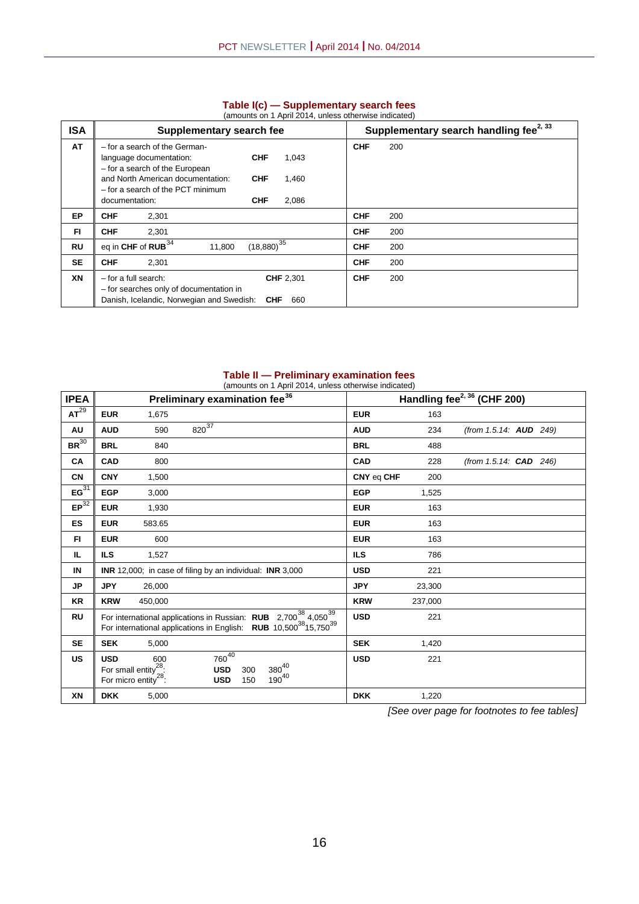### Table I(c) — Supplementary search fees

(amounts on 1 April 2014, unless otherwise indicated)

| ISA | Supplementary search fee | Supplementary search handling fee[2, 33] |
|---|---|---|
| AT | – for a search of the German-language documentation: **CHF** 1,043<br>– for a search of the European and North American documentation: **CHF** 1,460<br>– for a search of the PCT minimum documentation: **CHF** 2,086 | **CHF** 200 |
| EP | **CHF** 2,301 | **CHF** 200 |
| FI | **CHF** 2,301 | **CHF** 200 |
| RU | eq in **CHF** of **RUB**[34] 11,800 (18,880)[35] | **CHF** 200 |
| SE | **CHF** 2,301 | **CHF** 200 |
| XN | – for a full search: **CHF** 2,301<br>– for searches only of documentation in Danish, Icelandic, Norwegian and Swedish: **CHF** 660 | **CHF** 200 |

### Table II — Preliminary examination fees

(amounts on 1 April 2014, unless otherwise indicated)

| IPEA | Preliminary examination fee[36] | Handling fee[2, 36] (CHF 200) |
|---|---|---|
| AT[29] | **EUR** 1,675 | **EUR** 163 |
| AU | **AUD** 590 820[37] | **AUD** 234 *(from 1.5.14: **AUD** 249)* |
| BR[30] | **BRL** 840 | **BRL** 488 |
| CA | **CAD** 800 | **CAD** 228 *(from 1.5.14: **CAD** 246)* |
| CN | **CNY** 1,500 | **CNY** eq **CHF** 200 |
| EG[31] | **EGP** 3,000 | **EGP** 1,525 |
| EP[32] | **EUR** 1,930 | **EUR** 163 |
| ES | **EUR** 583.65 | **EUR** 163 |
| FI | **EUR** 600 | **EUR** 163 |
| IL | **ILS** 1,527 | **ILS** 786 |
| IN | **INR** 12,000; in case of filing by an individual: **INR** 3,000 | **USD** 221 |
| JP | **JPY** 26,000 | **JPY** 23,300 |
| KR | **KRW** 450,000 | **KRW** 237,000 |
| RU | For international applications in Russian: **RUB** 2,700[38] 4,050[39]<br>For international applications in English: **RUB** 10,500[38] 15,750[39] | **USD** 221 |
| SE | **SEK** 5,000 | **SEK** 1,420 |
| US | **USD** 600 760[40]<br>For small entity[28]: **USD** 300 380[40]<br>For micro entity[28]: **USD** 150 190[40] | **USD** 221 |
| XN | **DKK** 5,000 | **DKK** 1,220 |

*[See over page for footnotes to fee tables]*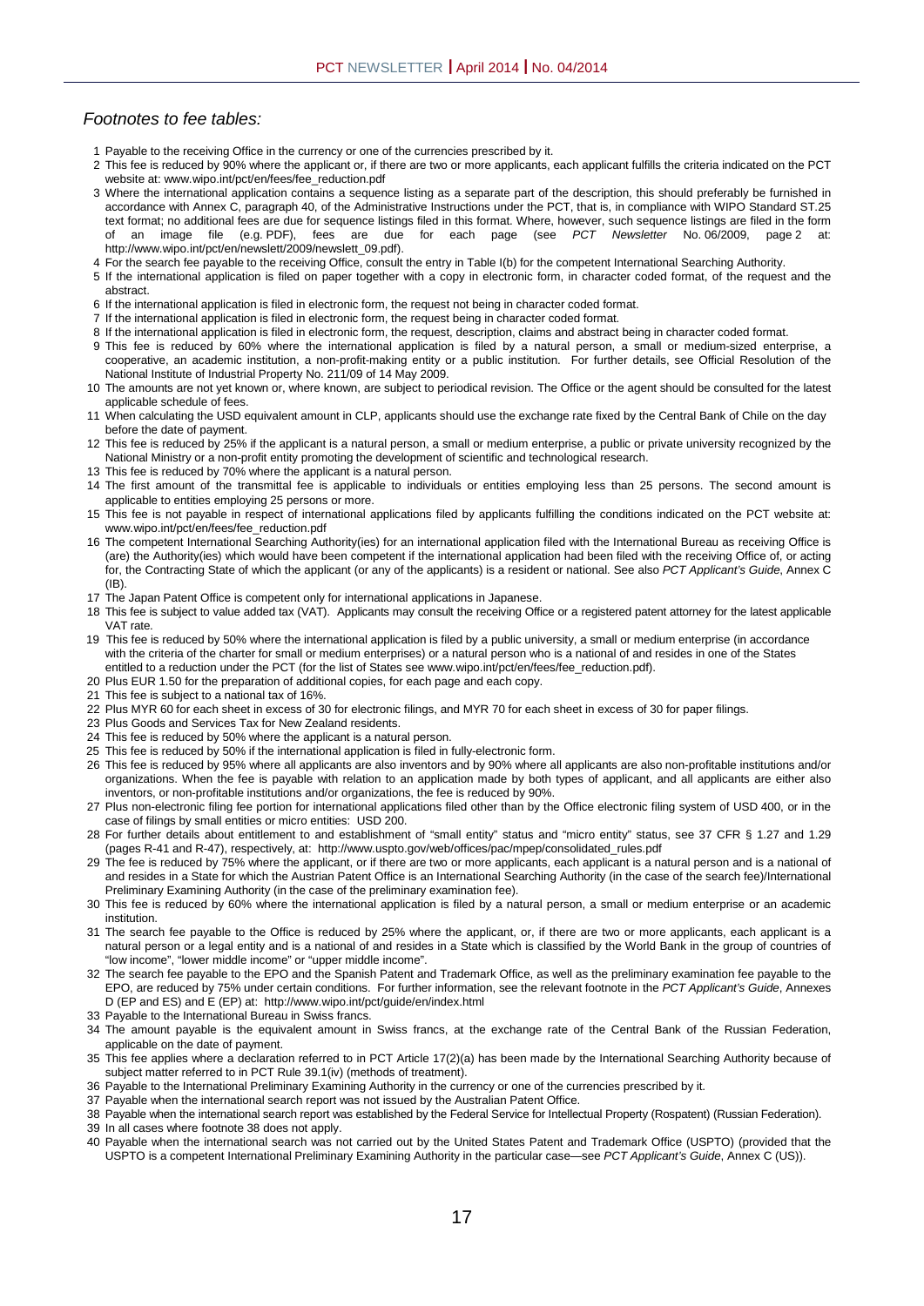*Footnotes to fee tables:*

1 Payable to the receiving Office in the currency or one of the currencies prescribed by it.

2 This fee is reduced by 90% where the applicant or, if there are two or more applicants, each applicant fulfills the criteria indicated on the PCT website at: www.wipo.int/pct/en/fees/fee_reduction.pdf

3 Where the international application contains a sequence listing as a separate part of the description, this should preferably be furnished in accordance with Annex C, paragraph 40, of the Administrative Instructions under the PCT, that is, in compliance with WIPO Standard ST.25 text format; no additional fees are due for sequence listings filed in this format. Where, however, such sequence listings are filed in the form of an image file (e.g. PDF), fees are due for each page (see *PCT Newsletter* No. 06/2009, page 2 at: http://www.wipo.int/pct/en/newslett/2009/newslett_09.pdf).

4 For the search fee payable to the receiving Office, consult the entry in Table I(b) for the competent International Searching Authority.

5 If the international application is filed on paper together with a copy in electronic form, in character coded format, of the request and the abstract.

6 If the international application is filed in electronic form, the request not being in character coded format.

7 If the international application is filed in electronic form, the request being in character coded format.

8 If the international application is filed in electronic form, the request, description, claims and abstract being in character coded format.

9 This fee is reduced by 60% where the international application is filed by a natural person, a small or medium-sized enterprise, a cooperative, an academic institution, a non-profit-making entity or a public institution. For further details, see Official Resolution of the National Institute of Industrial Property No. 211/09 of 14 May 2009.

10 The amounts are not yet known or, where known, are subject to periodical revision. The Office or the agent should be consulted for the latest applicable schedule of fees.

11 When calculating the USD equivalent amount in CLP, applicants should use the exchange rate fixed by the Central Bank of Chile on the day before the date of payment.

12 This fee is reduced by 25% if the applicant is a natural person, a small or medium enterprise, a public or private university recognized by the National Ministry or a non-profit entity promoting the development of scientific and technological research.

13 This fee is reduced by 70% where the applicant is a natural person.

14 The first amount of the transmittal fee is applicable to individuals or entities employing less than 25 persons. The second amount is applicable to entities employing 25 persons or more.

15 This fee is not payable in respect of international applications filed by applicants fulfilling the conditions indicated on the PCT website at: www.wipo.int/pct/en/fees/fee_reduction.pdf

16 The competent International Searching Authority(ies) for an international application filed with the International Bureau as receiving Office is (are) the Authority(ies) which would have been competent if the international application had been filed with the receiving Office of, or acting for, the Contracting State of which the applicant (or any of the applicants) is a resident or national. See also *PCT Applicant's Guide*, Annex C (IB).

17 The Japan Patent Office is competent only for international applications in Japanese.

18 This fee is subject to value added tax (VAT). Applicants may consult the receiving Office or a registered patent attorney for the latest applicable VAT rate.

19 This fee is reduced by 50% where the international application is filed by a public university, a small or medium enterprise (in accordance with the criteria of the charter for small or medium enterprises) or a natural person who is a national of and resides in one of the States entitled to a reduction under the PCT (for the list of States see www.wipo.int/pct/en/fees/fee_reduction.pdf).

20 Plus EUR 1.50 for the preparation of additional copies, for each page and each copy.

21 This fee is subject to a national tax of 16%.

22 Plus MYR 60 for each sheet in excess of 30 for electronic filings, and MYR 70 for each sheet in excess of 30 for paper filings.

23 Plus Goods and Services Tax for New Zealand residents.

24 This fee is reduced by 50% where the applicant is a natural person.

25 This fee is reduced by 50% if the international application is filed in fully-electronic form.

26 This fee is reduced by 95% where all applicants are also inventors and by 90% where all applicants are also non-profitable institutions and/or organizations. When the fee is payable with relation to an application made by both types of applicant, and all applicants are either also inventors, or non-profitable institutions and/or organizations, the fee is reduced by 90%.

27 Plus non-electronic filing fee portion for international applications filed other than by the Office electronic filing system of USD 400, or in the case of filings by small entities or micro entities: USD 200.

28 For further details about entitlement to and establishment of "small entity" status and "micro entity" status, see 37 CFR § 1.27 and 1.29 (pages R-41 and R-47), respectively, at: http://www.uspto.gov/web/offices/pac/mpep/consolidated_rules.pdf

29 The fee is reduced by 75% where the applicant, or if there are two or more applicants, each applicant is a natural person and is a national of and resides in a State for which the Austrian Patent Office is an International Searching Authority (in the case of the search fee)/International Preliminary Examining Authority (in the case of the preliminary examination fee).

30 This fee is reduced by 60% where the international application is filed by a natural person, a small or medium enterprise or an academic institution.

31 The search fee payable to the Office is reduced by 25% where the applicant, or, if there are two or more applicants, each applicant is a natural person or a legal entity and is a national of and resides in a State which is classified by the World Bank in the group of countries of "low income", "lower middle income" or "upper middle income".

32 The search fee payable to the EPO and the Spanish Patent and Trademark Office, as well as the preliminary examination fee payable to the EPO, are reduced by 75% under certain conditions. For further information, see the relevant footnote in the *PCT Applicant's Guide*, Annexes D (EP and ES) and E (EP) at: http://www.wipo.int/pct/guide/en/index.html

33 Payable to the International Bureau in Swiss francs.

34 The amount payable is the equivalent amount in Swiss francs, at the exchange rate of the Central Bank of the Russian Federation, applicable on the date of payment.

35 This fee applies where a declaration referred to in PCT Article 17(2)(a) has been made by the International Searching Authority because of subject matter referred to in PCT Rule 39.1(iv) (methods of treatment).

36 Payable to the International Preliminary Examining Authority in the currency or one of the currencies prescribed by it.

37 Payable when the international search report was not issued by the Australian Patent Office.

38 Payable when the international search report was established by the Federal Service for Intellectual Property (Rospatent) (Russian Federation).

39 In all cases where footnote 38 does not apply.

40 Payable when the international search was not carried out by the United States Patent and Trademark Office (USPTO) (provided that the USPTO is a competent International Preliminary Examining Authority in the particular case—see *PCT Applicant's Guide*, Annex C (US)).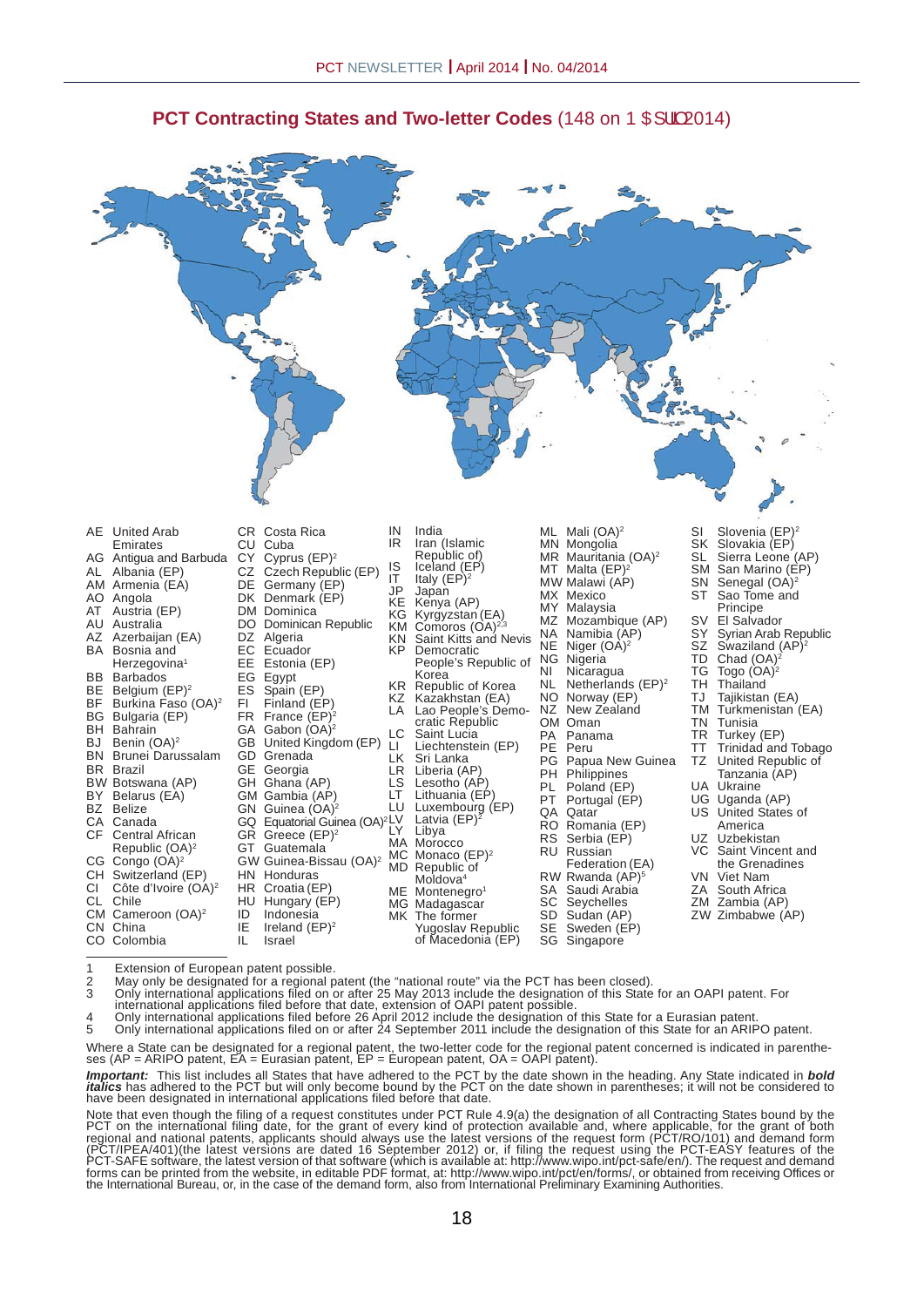## PCT Contracting States and Two-letter Codes (148 on 1 April 2014)

AE United Arab Emirates
AG Antigua and Barbuda
AL Albania (EP)
AM Armenia (EA)
AO Angola
AT Austria (EP)
AU Australia
AZ Azerbaijan (EA)
BA Bosnia and Herzegovina[1]
BB Barbados
BE Belgium (EP)[2]
BF Burkina Faso (OA)[2]
BG Bulgaria (EP)
BH Bahrain
BJ Benin (OA)[2]
BN Brunei Darussalam
BR Brazil
BW Botswana (AP)
BY Belarus (EA)
BZ Belize
CA Canada
CF Central African Republic (OA)[2]
CG Congo (OA)[2]
CH Switzerland (EP)
CI Côte d'Ivoire (OA)[2]
CL Chile
CM Cameroon (OA)[2]
CN China
CO Colombia
CR Costa Rica
CU Cuba
CY Cyprus (EP)[2]
CZ Czech Republic (EP)
DE Germany (EP)
DK Denmark (EP)
DM Dominica
DO Dominican Republic
DZ Algeria
EC Ecuador
EE Estonia (EP)
EG Egypt
ES Spain (EP)
FI Finland (EP)
FR France (EP)[2]
GA Gabon (OA)[2]
GB United Kingdom (EP)
GD Grenada
GE Georgia
GH Ghana (AP)
GM Gambia (AP)
GN Guinea (OA)[2]
GQ Equatorial Guinea (OA)[2]
GR Greece (EP)[2]
GT Guatemala
GW Guinea-Bissau (OA)[2]
HN Honduras
HR Croatia (EP)
HU Hungary (EP)
ID Indonesia
IE Ireland (EP)[2]
IL Israel
IN India
IR Iran (Islamic Republic of)
IS Iceland (EP)
IT Italy (EP)[2]
JP Japan
KE Kenya (AP)
KG Kyrgyzstan (EA)
KM Comoros (OA)[2,3]
KN Saint Kitts and Nevis
KP Democratic People's Republic of Korea
KR Republic of Korea
KZ Kazakhstan (EA)
LA Lao People's Democratic Republic
LC Saint Lucia
LI Liechtenstein (EP)
LK Sri Lanka
LR Liberia (AP)
LS Lesotho (AP)
LT Lithuania (EP)
LU Luxembourg (EP)
LV Latvia (EP)[2]
LY Libya
MA Morocco
MC Monaco (EP)[2]
MD Republic of Moldova[4]
ME Montenegro[1]
MG Madagascar
MK The former Yugoslav Republic of Macedonia (EP)
ML Mali (OA)[2]
MN Mongolia
MR Mauritania (OA)[2]
MT Malta (EP)[2]
MW Malawi (AP)
MX Mexico
MY Malaysia
MZ Mozambique (AP)
NA Namibia (AP)
NE Niger (OA)[2]
NG Nigeria
NI Nicaragua
NL Netherlands (EP)[2]
NO Norway (EP)
NZ New Zealand
OM Oman
PA Panama
PE Peru
PG Papua New Guinea
PH Philippines
PL Poland (EP)
PT Portugal (EP)
QA Qatar
RO Romania (EP)
RS Serbia (EP)
RU Russian Federation (EA)
RW Rwanda (AP)[5]
SA Saudi Arabia
SC Seychelles
SD Sudan (AP)
SE Sweden (EP)
SG Singapore
SI Slovenia (EP)[2]
SK Slovakia (EP)
SL Sierra Leone (AP)
SM San Marino (EP)
SN Senegal (OA)[2]
ST Sao Tome and Principe
SV El Salvador
SY Syrian Arab Republic
SZ Swaziland (AP)[2]
TD Chad (OA)[2]
TG Togo (OA)[2]
TH Thailand
TJ Tajikistan (EA)
TM Turkmenistan (EA)
TN Tunisia
TR Turkey (EP)
TT Trinidad and Tobago
TZ United Republic of Tanzania (AP)
UA Ukraine
UG Uganda (AP)
US United States of America
UZ Uzbekistan
VC Saint Vincent and the Grenadines
VN Viet Nam
ZA South Africa
ZM Zambia (AP)
ZW Zimbabwe (AP)

1 Extension of European patent possible.
2 May only be designated for a regional patent (the "national route" via the PCT has been closed).
3 Only international applications filed on or after 25 May 2013 include the designation of this State for an OAPI patent. For international applications filed before that date, extension of OAPI patent possible.
4 Only international applications filed before 26 April 2012 include the designation of this State for a Eurasian patent.
5 Only international applications filed on or after 24 September 2011 include the designation of this State for an ARIPO patent.

Where a State can be designated for a regional patent, the two-letter code for the regional patent concerned is indicated in parentheses (AP = ARIPO patent, EA = Eurasian patent, EP = European patent, OA = OAPI patent).

***Important:*** This list includes all States that have adhered to the PCT by the date shown in the heading. Any State indicated in ***bold italics*** has adhered to the PCT but will only become bound by the PCT on the date shown in parentheses; it will not be considered to have been designated in international applications filed before that date.

Note that even though the filing of a request constitutes under PCT Rule 4.9(a) the designation of all Contracting States bound by the PCT on the international filing date, for the grant of every kind of protection available and, where applicable, for the grant of both regional and national patents, applicants should always use the latest versions of the request form (PCT/RO/101) and demand form (PCT/IPEA/401)(the latest versions are dated 16 September 2012) or, if filing the request using the PCT-EASY features of the PCT-SAFE software, the latest version of that software (which is available at: http://www.wipo.int/pct-safe/en/). The request and demand forms can be printed from the website, in editable PDF format, at: http://www.wipo.int/pct/en/forms/, or obtained from receiving Offices or the International Bureau, or, in the case of the demand form, also from International Preliminary Examining Authorities.